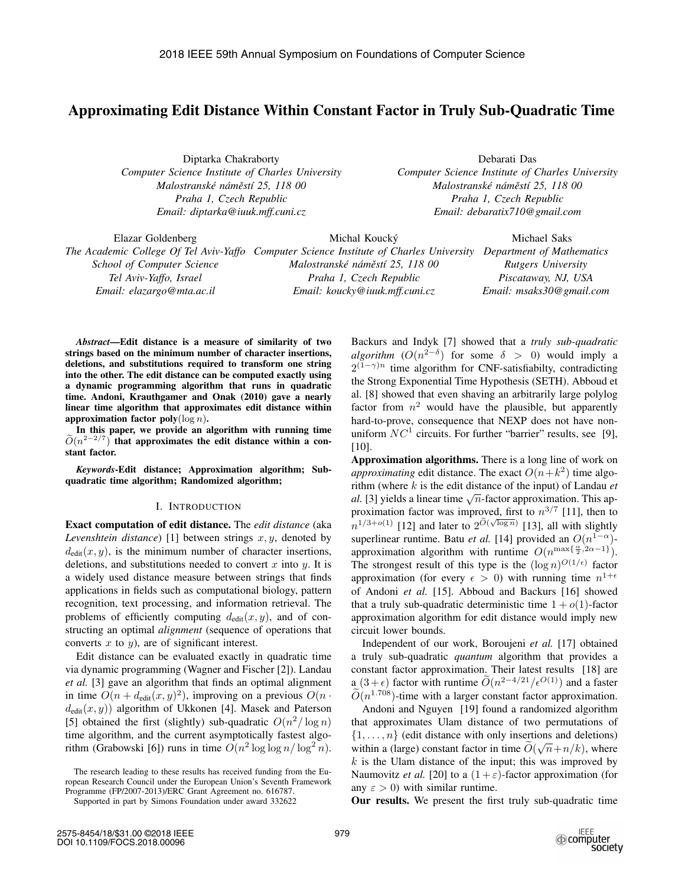# Approximating Edit Distance Within Constant Factor in Truly Sub-Quadratic Time

Diptarka Chakraborty
*Computer Science Institute of Charles University*
*Malostranské náměstí 25, 118 00*
*Praha 1, Czech Republic*
*Email: diptarka@iuuk.mff.cuni.cz*

Debarati Das
*Computer Science Institute of Charles University*
*Malostranské náměstí 25, 118 00*
*Praha 1, Czech Republic*
*Email: debaratix710@gmail.com*

Elazar Goldenberg
*The Academic College Of Tel Aviv-Yaffo*
*School of Computer Science*
*Tel Aviv-Yaffo, Israel*
*Email: elazargo@mta.ac.il*

Michal Koucký
*Computer Science Institute of Charles University*
*Malostranské náměstí 25, 118 00*
*Praha 1, Czech Republic*
*Email: koucky@iuuk.mff.cuni.cz*

Michael Saks
*Department of Mathematics*
*Rutgers University*
*Piscataway, NJ, USA*
*Email: msaks30@gmail.com*

***Abstract*—Edit distance is a measure of similarity of two strings based on the minimum number of character insertions, deletions, and substitutions required to transform one string into the other. The edit distance can be computed exactly using a dynamic programming algorithm that runs in quadratic time. Andoni, Krauthgamer and Onak (2010) gave a nearly linear time algorithm that approximates edit distance within approximation factor poly$(\log n)$.**

**In this paper, we provide an algorithm with running time $\widetilde{O}(n^{2-2/7})$ that approximates the edit distance within a constant factor.**

***Keywords*-Edit distance; Approximation algorithm; Sub-quadratic time algorithm; Randomized algorithm;**

## I. Introduction

**Exact computation of edit distance.** The *edit distance* (aka *Levenshtein distance*) [1] between strings $x, y$, denoted by $d_{\text{edit}}(x, y)$, is the minimum number of character insertions, deletions, and substitutions needed to convert $x$ into $y$. It is a widely used distance measure between strings that finds applications in fields such as computational biology, pattern recognition, text processing, and information retrieval. The problems of efficiently computing $d_{\text{edit}}(x, y)$, and of constructing an optimal *alignment* (sequence of operations that converts $x$ to $y$), are of significant interest.

Edit distance can be evaluated exactly in quadratic time via dynamic programming (Wagner and Fischer [2]). Landau *et al.* [3] gave an algorithm that finds an optimal alignment in time $O(n + d_{\text{edit}}(x, y)^2)$, improving on a previous $O(n \cdot d_{\text{edit}}(x, y))$ algorithm of Ukkonen [4]. Masek and Paterson [5] obtained the first (slightly) sub-quadratic $O(n^2/\log n)$ time algorithm, and the current asymptotically fastest algorithm (Grabowski [6]) runs in time $O(n^2 \log\log n/\log^2 n)$.

Backurs and Indyk [7] showed that a *truly sub-quadratic algorithm* ($O(n^{2-\delta})$ for some $\delta > 0$) would imply a $2^{(1-\gamma)n}$ time algorithm for CNF-satisfiabilty, contradicting the Strong Exponential Time Hypothesis (SETH). Abboud et al. [8] showed that even shaving an arbitrarily large polylog factor from $n^2$ would have the plausible, but apparently hard-to-prove, consequence that NEXP does not have non-uniform $NC^1$ circuits. For further "barrier" results, see [9], [10].

**Approximation algorithms.** There is a long line of work on *approximating* edit distance. The exact $O(n + k^2)$ time algorithm (where $k$ is the edit distance of the input) of Landau *et al.* [3] yields a linear time $\sqrt{n}$-factor approximation. This approximation factor was improved, first to $n^{3/7}$ [11], then to $n^{1/3+o(1)}$ [12] and later to $2^{\widetilde{O}(\sqrt{\log n})}$ [13], all with slightly superlinear runtime. Batu *et al.* [14] provided an $O(n^{1-\alpha})$-approximation algorithm with runtime $O(n^{\max\{\frac{\alpha}{2}, 2\alpha-1\}})$. The strongest result of this type is the $(\log n)^{O(1/\epsilon)}$ factor approximation (for every $\epsilon > 0$) with running time $n^{1+\epsilon}$ of Andoni *et al.* [15]. Abboud and Backurs [16] showed that a truly sub-quadratic deterministic time $1 + o(1)$-factor approximation algorithm for edit distance would imply new circuit lower bounds.

Independent of our work, Boroujeni *et al.* [17] obtained a truly sub-quadratic *quantum* algorithm that provides a constant factor approximation. Their latest results [18] are a $(3+\epsilon)$ factor with runtime $\widetilde{O}(n^{2-4/21}/\epsilon^{O(1)})$ and a faster $\widetilde{O}(n^{1.708})$-time with a larger constant factor approximation.

Andoni and Nguyen [19] found a randomized algorithm that approximates Ulam distance of two permutations of $\{1, \ldots, n\}$ (edit distance with only insertions and deletions) within a (large) constant factor in time $\widetilde{O}(\sqrt{n} + n/k)$, where $k$ is the Ulam distance of the input; this was improved by Naumovitz *et al.* [20] to a $(1+\varepsilon)$-factor approximation (for any $\varepsilon > 0$) with similar runtime.

**Our results.** We present the first truly sub-quadratic time

The research leading to these results has received funding from the European Research Council under the European Union's Seventh Framework Programme (FP/2007-2013)/ERC Grant Agreement no. 616787.

Supported in part by Simons Foundation under award 332622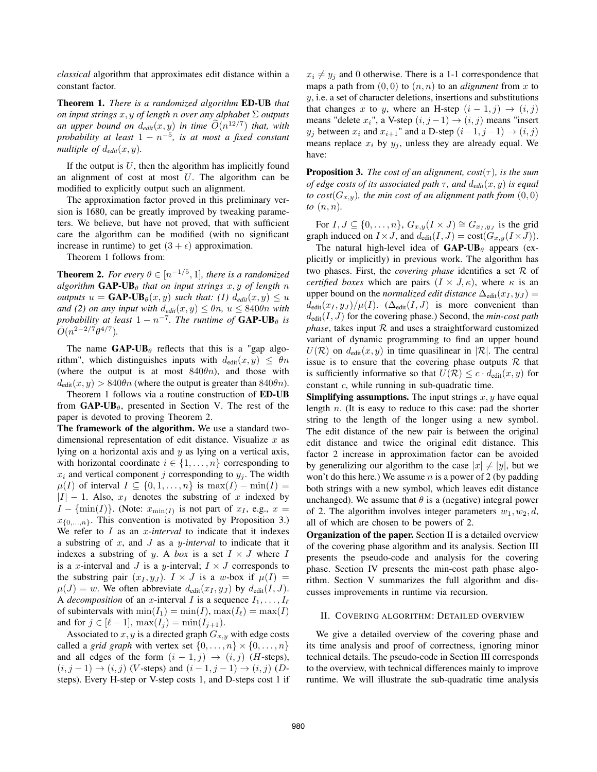*classical* algorithm that approximates edit distance within a constant factor.

**Theorem 1.** *There is a randomized algorithm* **ED-UB** *that on input strings $x, y$ of length $n$ over any alphabet $\Sigma$ outputs an upper bound on $d_{edit}(x,y)$ in time $\widetilde{O}(n^{12/7})$ that, with probability at least $1 - n^{-5}$, is at most a fixed constant multiple of $d_{edit}(x,y)$.*

If the output is $U$, then the algorithm has implicitly found an alignment of cost at most $U$. The algorithm can be modified to explicitly output such an alignment.

The approximation factor proved in this preliminary version is 1680, can be greatly improved by tweaking parameters. We believe, but have not proved, that with sufficient care the algorithm can be modified (with no significant increase in runtime) to get $(3+\epsilon)$ approximation.

Theorem 1 follows from:

**Theorem 2.** *For every $\theta \in [n^{-1/5}, 1]$, there is a randomized algorithm* **GAP-UB**$_\theta$ *that on input strings $x, y$ of length $n$ outputs $u =$ **GAP-UB**$_\theta(x,y)$ such that: (1) $d_{edit}(x,y) \leq u$ and (2) on any input with $d_{edit}(x,y) \leq \theta n$, $u \leq 840\theta n$ with probability at least $1 - n^{-7}$. The runtime of* **GAP-UB**$_\theta$ *is $\tilde{O}(n^{2-2/7}\theta^{4/7})$.*

The name **GAP-UB**$_\theta$ reflects that this is a "gap algorithm", which distinguishes inputs with $d_{\text{edit}}(x,y) \leq \theta n$ (where the output is at most $840\theta n$), and those with $d_{\text{edit}}(x,y) > 840\theta n$ (where the output is greater than $840\theta n$).

Theorem 1 follows via a routine construction of **ED-UB** from **GAP-UB**$_\theta$, presented in Section V. The rest of the paper is devoted to proving Theorem 2.

**The framework of the algorithm.** We use a standard two-dimensional representation of edit distance. Visualize $x$ as lying on a horizontal axis and $y$ as lying on a vertical axis, with horizontal coordinate $i \in \{1, \ldots, n\}$ corresponding to $x_i$ and vertical component $j$ corresponding to $y_j$. The width $\mu(I)$ of interval $I \subseteq \{0, 1, \ldots, n\}$ is $\max(I) - \min(I) = |I| - 1$. Also, $x_I$ denotes the substring of $x$ indexed by $I - \{\min(I)\}$. (Note: $x_{\min(I)}$ is not part of $x_I$, e.g., $x = x_{\{0,\ldots,n\}}$. This convention is motivated by Proposition 3.) We refer to $I$ as an *x-interval* to indicate that it indexes a substring of $x$, and $J$ as a *y-interval* to indicate that it indexes a substring of $y$. A *box* is a set $I \times J$ where $I$ is a $x$-interval and $J$ is a $y$-interval; $I \times J$ corresponds to the substring pair $(x_I, y_J)$. $I \times J$ is a $w$-box if $\mu(I) = \mu(J) = w$. We often abbreviate $d_{\text{edit}}(x_I, y_J)$ by $d_{\text{edit}}(I, J)$. A *decomposition* of an $x$-interval $I$ is a sequence $I_1, \ldots, I_\ell$ of subintervals with $\min(I_1) = \min(I)$, $\max(I_\ell) = \max(I)$ and for $j \in [\ell - 1]$, $\max(I_j) = \min(I_{j+1})$.

Associated to $x, y$ is a directed graph $G_{x,y}$ with edge costs called a *grid graph* with vertex set $\{0, \ldots, n\} \times \{0, \ldots, n\}$ and all edges of the form $(i-1, j) \to (i, j)$ ($H$-steps), $(i, j-1) \to (i, j)$ ($V$-steps) and $(i-1, j-1) \to (i, j)$ ($D$-steps). Every H-step or V-step costs 1, and D-steps cost 1 if $x_i \neq y_j$ and 0 otherwise. There is a 1-1 correspondence that maps a path from $(0,0)$ to $(n,n)$ to an *alignment* from $x$ to $y$, i.e. a set of character deletions, insertions and substitutions that changes $x$ to $y$, where an H-step $(i-1, j) \to (i, j)$ means "delete $x_i$", a V-step $(i, j-1) \to (i, j)$ means "insert $y_j$ between $x_i$ and $x_{i+1}$" and a D-step $(i-1, j-1) \to (i, j)$ means replace $x_i$ by $y_j$, unless they are already equal. We have:

**Proposition 3.** *The cost of an alignment, $cost(\tau)$, is the sum of edge costs of its associated path $\tau$, and $d_{edit}(x,y)$ is equal to $cost(G_{x,y})$, the min cost of an alignment path from $(0,0)$ to $(n,n)$.*

For $I, J \subseteq \{0, \ldots, n\}$, $G_{x,y}(I \times J) \cong G_{x_I, y_J}$ is the grid graph induced on $I \times J$, and $d_{\text{edit}}(I,J) = \text{cost}(G_{x,y}(I \times J))$.

The natural high-level idea of **GAP-UB**$_\theta$ appears (explicitly or implicitly) in previous work. The algorithm has two phases. First, the *covering phase* identifies a set $\mathcal{R}$ of *certified boxes* which are pairs $(I \times J, \kappa)$, where $\kappa$ is an upper bound on the *normalized edit distance* $\Delta_{\text{edit}}(x_I, y_J) = d_{\text{edit}}(x_I, y_J)/\mu(I)$. ($\Delta_{\text{edit}}(I,J)$ is more convenient than $d_{\text{edit}}(I,J)$ for the covering phase.) Second, the *min-cost path phase*, takes input $\mathcal{R}$ and uses a straightforward customized variant of dynamic programming to find an upper bound $U(\mathcal{R})$ on $d_{\text{edit}}(x,y)$ in time quasilinear in $|\mathcal{R}|$. The central issue is to ensure that the covering phase outputs $\mathcal{R}$ that is sufficiently informative so that $U(\mathcal{R}) \leq c \cdot d_{\text{edit}}(x,y)$ for constant $c$, while running in sub-quadratic time.

**Simplifying assumptions.** The input strings $x, y$ have equal length $n$. (It is easy to reduce to this case: pad the shorter string to the length of the longer using a new symbol. The edit distance of the new pair is between the original edit distance and twice the original edit distance. This factor 2 increase in approximation factor can be avoided by generalizing our algorithm to the case $|x| \neq |y|$, but we won't do this here.) We assume $n$ is a power of 2 (by padding both strings with a new symbol, which leaves edit distance unchanged). We assume that $\theta$ is a (negative) integral power of 2. The algorithm involves integer parameters $w_1, w_2, d$, all of which are chosen to be powers of 2.

**Organization of the paper.** Section II is a detailed overview of the covering phase algorithm and its analysis. Section III presents the pseudo-code and analysis for the covering phase. Section IV presents the min-cost path phase algorithm. Section V summarizes the full algorithm and discusses improvements in runtime via recursion.

## II. Covering algorithm: Detailed overview

We give a detailed overview of the covering phase and its time analysis and proof of correctness, ignoring minor technical details. The pseudo-code in Section III corresponds to the overview, with technical differences mainly to improve runtime. We will illustrate the sub-quadratic time analysis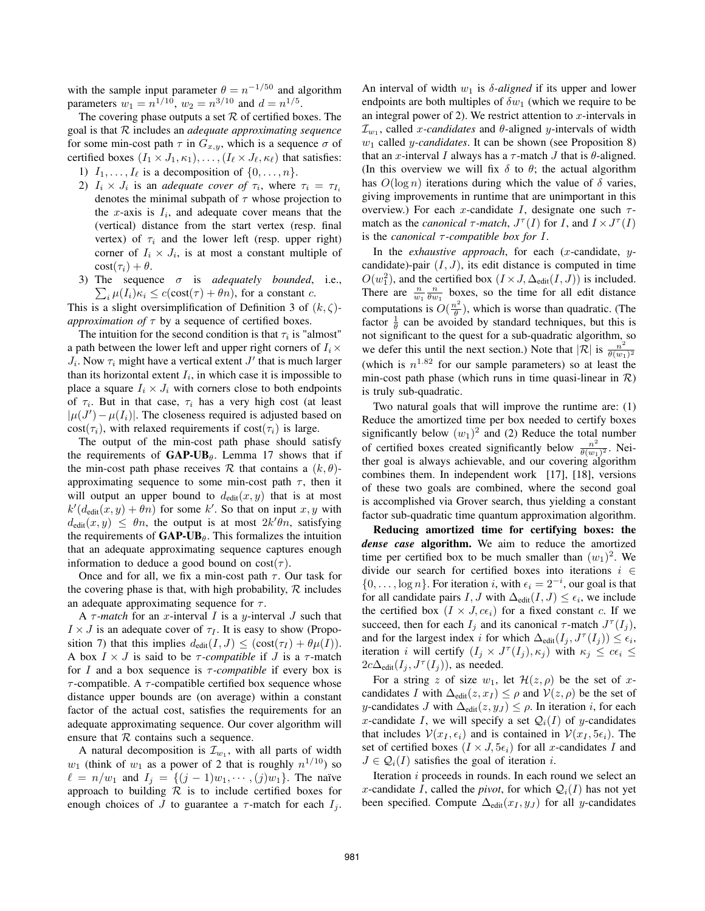with the sample input parameter $\theta = n^{-1/50}$ and algorithm parameters $w_1 = n^{1/10}$, $w_2 = n^{3/10}$ and $d = n^{1/5}$.

The covering phase outputs a set $\mathcal{R}$ of certified boxes. The goal is that $\mathcal{R}$ includes an *adequate approximating sequence* for some min-cost path $\tau$ in $G_{x,y}$, which is a sequence $\sigma$ of certified boxes $(I_1 \times J_1, \kappa_1), \ldots, (I_\ell \times J_\ell, \kappa_\ell)$ that satisfies:

1) $I_1, \ldots, I_\ell$ is a decomposition of $\{0, \ldots, n\}$.
2) $I_i \times J_i$ is an *adequate cover of* $\tau_i$, where $\tau_i = \tau_{I_i}$ denotes the minimal subpath of $\tau$ whose projection to the $x$-axis is $I_i$, and adequate cover means that the (vertical) distance from the start vertex (resp. final vertex) of $\tau_i$ and the lower left (resp. upper right) corner of $I_i \times J_i$, is at most a constant multiple of $\text{cost}(\tau_i) + \theta$.
3) The sequence $\sigma$ is *adequately bounded*, i.e., $\sum_i \mu(I_i)\kappa_i \leq c(\text{cost}(\tau) + \theta n)$, for a constant $c$.

This is a slight oversimplification of Definition 3 of $(k, \zeta)$-*approximation of* $\tau$ by a sequence of certified boxes.

The intuition for the second condition is that $\tau_i$ is "almost" a path between the lower left and upper right corners of $I_i \times J_i$. Now $\tau_i$ might have a vertical extent $J'$ that is much larger than its horizontal extent $I_i$, in which case it is impossible to place a square $I_i \times J_i$ with corners close to both endpoints of $\tau_i$. But in that case, $\tau_i$ has a very high cost (at least $|\mu(J') - \mu(I_i)|$. The closeness required is adjusted based on $\text{cost}(\tau_i)$, with relaxed requirements if $\text{cost}(\tau_i)$ is large.

The output of the min-cost path phase should satisfy the requirements of **GAP-UB**$_\theta$. Lemma 17 shows that if the min-cost path phase receives $\mathcal{R}$ that contains a $(k, \theta)$-approximating sequence to some min-cost path $\tau$, then it will output an upper bound to $d_{\text{edit}}(x, y)$ that is at most $k'(d_{\text{edit}}(x, y) + \theta n)$ for some $k'$. So that on input $x, y$ with $d_{\text{edit}}(x, y) \leq \theta n$, the output is at most $2k'\theta n$, satisfying the requirements of **GAP-UB**$_\theta$. This formalizes the intuition that an adequate approximating sequence captures enough information to deduce a good bound on $\text{cost}(\tau)$.

Once and for all, we fix a min-cost path $\tau$. Our task for the covering phase is that, with high probability, $\mathcal{R}$ includes an adequate approximating sequence for $\tau$.

A $\tau$*-match* for an $x$-interval $I$ is a $y$-interval $J$ such that $I \times J$ is an adequate cover of $\tau_I$. It is easy to show (Proposition 7) that this implies $d_{\text{edit}}(I, J) \leq (\text{cost}(\tau_I) + \theta\mu(I))$. A box $I \times J$ is said to be $\tau$*-compatible* if $J$ is a $\tau$-match for $I$ and a box sequence is $\tau$*-compatible* if every box is $\tau$-compatible. A $\tau$-compatible certified box sequence whose distance upper bounds are (on average) within a constant factor of the actual cost, satisfies the requirements for an adequate approximating sequence. Our cover algorithm will ensure that $\mathcal{R}$ contains such a sequence.

A natural decomposition is $\mathcal{I}_{w_1}$, with all parts of width $w_1$ (think of $w_1$ as a power of 2 that is roughly $n^{1/10}$) so $\ell = n/w_1$ and $I_j = \{(j-1)w_1, \cdots, (j)w_1\}$. The naïve approach to building $\mathcal{R}$ is to include certified boxes for enough choices of $J$ to guarantee a $\tau$-match for each $I_j$. An interval of width $w_1$ is $\delta$*-aligned* if its upper and lower endpoints are both multiples of $\delta w_1$ (which we require to be an integral power of 2). We restrict attention to $x$-intervals in $\mathcal{I}_{w_1}$, called $x$*-candidates* and $\theta$-aligned $y$-intervals of width $w_1$ called $y$*-candidates*. It can be shown (see Proposition 8) that an $x$-interval $I$ always has a $\tau$-match $J$ that is $\theta$-aligned. (In this overview we will fix $\delta$ to $\theta$; the actual algorithm has $O(\log n)$ iterations during which the value of $\delta$ varies, giving improvements in runtime that are unimportant in this overview.) For each $x$-candidate $I$, designate one such $\tau$-match as the *canonical* $\tau$*-match*, $J^\tau(I)$ for $I$, and $I \times J^\tau(I)$ is the *canonical* $\tau$*-compatible box for* $I$.

In the *exhaustive approach*, for each ($x$-candidate, $y$-candidate)-pair $(I, J)$, its edit distance is computed in time $O(w_1^2)$, and the certified box $(I \times J, \Delta_{\text{edit}}(I, J))$ is included. There are $\frac{n}{w_1}\frac{n}{\theta w_1}$ boxes, so the time for all edit distance computations is $O(\frac{n^2}{\theta})$, which is worse than quadratic. (The factor $\frac{1}{\theta}$ can be avoided by standard techniques, but this is not significant to the quest for a sub-quadratic algorithm, so we defer this until the next section.) Note that $|\mathcal{R}|$ is $\frac{n^2}{\theta(w_1)^2}$ (which is $n^{1.82}$ for our sample parameters) so at least the min-cost path phase (which runs in time quasi-linear in $\mathcal{R}$) is truly sub-quadratic.

Two natural goals that will improve the runtime are: (1) Reduce the amortized time per box needed to certify boxes significantly below $(w_1)^2$ and (2) Reduce the total number of certified boxes created significantly below $\frac{n^2}{\theta(w_1)^2}$. Neither goal is always achievable, and our covering algorithm combines them. In independent work [17], [18], versions of these two goals are combined, where the second goal is accomplished via Grover search, thus yielding a constant factor sub-quadratic time quantum approximation algorithm.

**Reducing amortized time for certifying boxes: the *dense case* algorithm.** We aim to reduce the amortized time per certified box to be much smaller than $(w_1)^2$. We divide our search for certified boxes into iterations $i \in \{0, \ldots, \log n\}$. For iteration $i$, with $\epsilon_i = 2^{-i}$, our goal is that for all candidate pairs $I, J$ with $\Delta_{\text{edit}}(I, J) \leq \epsilon_i$, we include the certified box $(I \times J, c\epsilon_i)$ for a fixed constant $c$. If we succeed, then for each $I_j$ and its canonical $\tau$-match $J^\tau(I_j)$, and for the largest index $i$ for which $\Delta_{\text{edit}}(I_j, J^\tau(I_j)) \leq \epsilon_i$, iteration $i$ will certify $(I_j \times J^\tau(I_j), \kappa_j)$ with $\kappa_j \leq c\epsilon_i \leq 2c\Delta_{\text{edit}}(I_j, J^\tau(I_j))$, as needed.

For a string $z$ of size $w_1$, let $\mathcal{H}(z, \rho)$ be the set of $x$-candidates $I$ with $\Delta_{\text{edit}}(z, x_I) \leq \rho$ and $\mathcal{V}(z, \rho)$ be the set of $y$-candidates $J$ with $\Delta_{\text{edit}}(z, y_J) \leq \rho$. In iteration $i$, for each $x$-candidate $I$, we will specify a set $\mathcal{Q}_i(I)$ of $y$-candidates that includes $\mathcal{V}(x_I, \epsilon_i)$ and is contained in $\mathcal{V}(x_I, 5\epsilon_i)$. The set of certified boxes $(I \times J, 5\epsilon_i)$ for all $x$-candidates $I$ and $J \in \mathcal{Q}_i(I)$ satisfies the goal of iteration $i$.

Iteration $i$ proceeds in rounds. In each round we select an $x$-candidate $I$, called the *pivot*, for which $\mathcal{Q}_i(I)$ has not yet been specified. Compute $\Delta_{\text{edit}}(x_I, y_J)$ for all $y$-candidates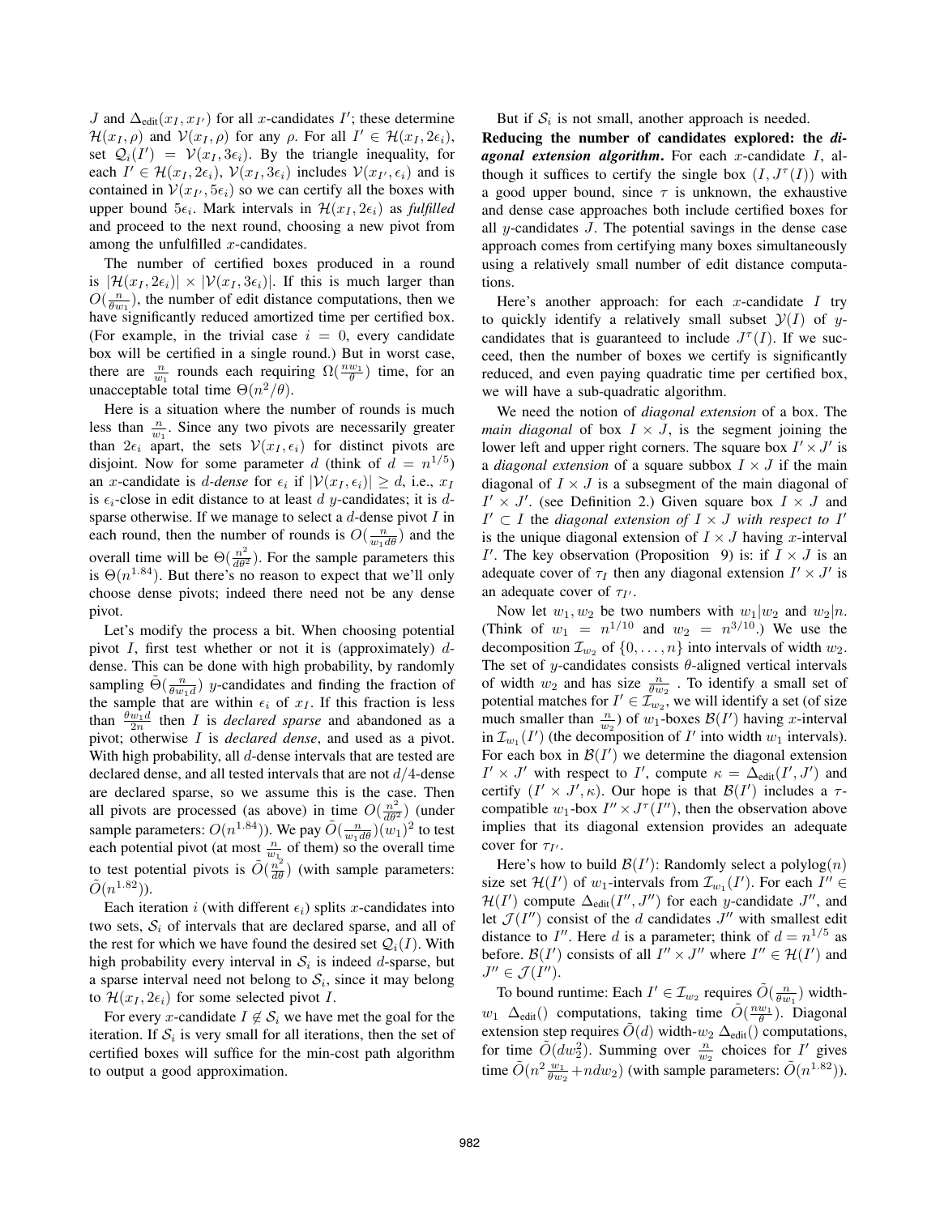$J$ and $\Delta_{\text{edit}}(x_I, x_{I'})$ for all $x$-candidates $I'$; these determine $\mathcal{H}(x_I, \rho)$ and $\mathcal{V}(x_I, \rho)$ for any $\rho$. For all $I' \in \mathcal{H}(x_I, 2\epsilon_i)$, set $\mathcal{Q}_i(I') = \mathcal{V}(x_I, 3\epsilon_i)$. By the triangle inequality, for each $I' \in \mathcal{H}(x_I, 2\epsilon_i)$, $\mathcal{V}(x_I, 3\epsilon_i)$ includes $\mathcal{V}(x_{I'}, \epsilon_i)$ and is contained in $\mathcal{V}(x_{I'}, 5\epsilon_i)$ so we can certify all the boxes with upper bound $5\epsilon_i$. Mark intervals in $\mathcal{H}(x_I, 2\epsilon_i)$ as *fulfilled* and proceed to the next round, choosing a new pivot from among the unfulfilled $x$-candidates.

The number of certified boxes produced in a round is $|\mathcal{H}(x_I, 2\epsilon_i)| \times |\mathcal{V}(x_I, 3\epsilon_i)|$. If this is much larger than $O(\frac{n}{\theta w_1})$, the number of edit distance computations, then we have significantly reduced amortized time per certified box. (For example, in the trivial case $i = 0$, every candidate box will be certified in a single round.) But in worst case, there are $\frac{n}{w_1}$ rounds each requiring $\Omega(\frac{n w_1}{\theta})$ time, for an unacceptable total time $\Theta(n^2/\theta)$.

Here is a situation where the number of rounds is much less than $\frac{n}{w_1}$. Since any two pivots are necessarily greater than $2\epsilon_i$ apart, the sets $\mathcal{V}(x_I, \epsilon_i)$ for distinct pivots are disjoint. Now for some parameter $d$ (think of $d = n^{1/5}$) an $x$-candidate is *$d$-dense* for $\epsilon_i$ if $|\mathcal{V}(x_I, \epsilon_i)| \geq d$, i.e., $x_I$ is $\epsilon_i$-close in edit distance to at least $d$ $y$-candidates; it is $d$-sparse otherwise. If we manage to select a $d$-dense pivot $I$ in each round, then the number of rounds is $O(\frac{n}{w_1 d\theta})$ and the overall time will be $\Theta(\frac{n^2}{d\theta^2})$. For the sample parameters this is $\Theta(n^{1.84})$. But there's no reason to expect that we'll only choose dense pivots; indeed there need not be any dense pivot.

Let's modify the process a bit. When choosing potential pivot $I$, first test whether or not it is (approximately) $d$-dense. This can be done with high probability, by randomly sampling $\tilde{\Theta}(\frac{n}{\theta w_1 d})$ $y$-candidates and finding the fraction of the sample that are within $\epsilon_i$ of $x_I$. If this fraction is less than $\frac{\theta w_1 d}{2n}$ then $I$ is *declared sparse* and abandoned as a pivot; otherwise $I$ is *declared dense*, and used as a pivot. With high probability, all $d$-dense intervals that are tested are declared dense, and all tested intervals that are not $d/4$-dense are declared sparse, so we assume this is the case. Then all pivots are processed (as above) in time $O(\frac{n^2}{d\theta^2})$ (under sample parameters: $O(n^{1.84})$). We pay $\tilde{O}(\frac{n}{w_1 d\theta})(w_1)^2$ to test each potential pivot (at most $\frac{n}{w_1}$ of them) so the overall time to test potential pivots is $\tilde{O}(\frac{n^2}{d\theta})$ (with sample parameters: $\tilde{O}(n^{1.82})$).

Each iteration $i$ (with different $\epsilon_i$) splits $x$-candidates into two sets, $\mathcal{S}_i$ of intervals that are declared sparse, and all of the rest for which we have found the desired set $\mathcal{Q}_i(I)$. With high probability every interval in $\mathcal{S}_i$ is indeed $d$-sparse, but a sparse interval need not belong to $\mathcal{S}_i$, since it may belong to $\mathcal{H}(x_I, 2\epsilon_i)$ for some selected pivot $I$.

For every $x$-candidate $I \notin \mathcal{S}_i$ we have met the goal for the iteration. If $\mathcal{S}_i$ is very small for all iterations, then the set of certified boxes will suffice for the min-cost path algorithm to output a good approximation.

But if $\mathcal{S}_i$ is not small, another approach is needed.

**Reducing the number of candidates explored: the *diagonal extension algorithm*.** For each $x$-candidate $I$, although it suffices to certify the single box $(I, J^\tau(I))$ with a good upper bound, since $\tau$ is unknown, the exhaustive and dense case approaches both include certified boxes for all $y$-candidates $J$. The potential savings in the dense case approach comes from certifying many boxes simultaneously using a relatively small number of edit distance computations.

Here's another approach: for each $x$-candidate $I$ try to quickly identify a relatively small subset $\mathcal{Y}(I)$ of $y$-candidates that is guaranteed to include $J^\tau(I)$. If we succeed, then the number of boxes we certify is significantly reduced, and even paying quadratic time per certified box, we will have a sub-quadratic algorithm.

We need the notion of *diagonal extension* of a box. The *main diagonal* of box $I \times J$, is the segment joining the lower left and upper right corners. The square box $I' \times J'$ is a *diagonal extension* of a square subbox $I \times J$ if the main diagonal of $I \times J$ is a subsegment of the main diagonal of $I' \times J'$. (see Definition 2.) Given square box $I \times J$ and $I' \subset I$ the *diagonal extension of $I \times J$ with respect to $I'$* is the unique diagonal extension of $I \times J$ having $x$-interval $I'$. The key observation (Proposition 9) is: if $I \times J$ is an adequate cover of $\tau_I$ then any diagonal extension $I' \times J'$ is an adequate cover of $\tau_{I'}$.

Now let $w_1, w_2$ be two numbers with $w_1 | w_2$ and $w_2 | n$. (Think of $w_1 = n^{1/10}$ and $w_2 = n^{3/10}$.) We use the decomposition $\mathcal{I}_{w_2}$ of $\{0, \ldots, n\}$ into intervals of width $w_2$. The set of $y$-candidates consists $\theta$-aligned vertical intervals of width $w_2$ and has size $\frac{n}{\theta w_2}$. To identify a small set of potential matches for $I' \in \mathcal{I}_{w_2}$, we will identify a set (of size much smaller than $\frac{n}{w_2}$) of $w_1$-boxes $\mathcal{B}(I')$ having $x$-interval in $\mathcal{I}_{w_1}(I')$ (the decomposition of $I'$ into width $w_1$ intervals). For each box in $\mathcal{B}(I')$ we determine the diagonal extension $I' \times J'$ with respect to $I'$, compute $\kappa = \Delta_{\text{edit}}(I', J')$ and certify $(I' \times J', \kappa)$. Our hope is that $\mathcal{B}(I')$ includes a $\tau$-compatible $w_1$-box $I'' \times J^\tau(I'')$, then the observation above implies that its diagonal extension provides an adequate cover for $\tau_{I'}$.

Here's how to build $\mathcal{B}(I')$: Randomly select a polylog$(n)$ size set $\mathcal{H}(I')$ of $w_1$-intervals from $\mathcal{I}_{w_1}(I')$. For each $I'' \in \mathcal{H}(I')$ compute $\Delta_{\text{edit}}(I'', J'')$ for each $y$-candidate $J''$, and let $\mathcal{J}(I'')$ consist of the $d$ candidates $J''$ with smallest edit distance to $I''$. Here $d$ is a parameter; think of $d = n^{1/5}$ as before. $\mathcal{B}(I')$ consists of all $I'' \times J''$ where $I'' \in \mathcal{H}(I')$ and $J'' \in \mathcal{J}(I'')$.

To bound runtime: Each $I' \in \mathcal{I}_{w_2}$ requires $\tilde{O}(\frac{n}{\theta w_1})$ width-$w_1$ $\Delta_{\text{edit}}()$ computations, taking time $\tilde{O}(\frac{n w_1}{\theta})$. Diagonal extension step requires $\tilde{O}(d)$ width-$w_2$ $\Delta_{\text{edit}}()$ computations, for time $\tilde{O}(d w_2^2)$. Summing over $\frac{n}{w_2}$ choices for $I'$ gives time $\tilde{O}(n^2 \frac{w_1}{\theta w_2} + n d w_2)$ (with sample parameters: $\tilde{O}(n^{1.82})$).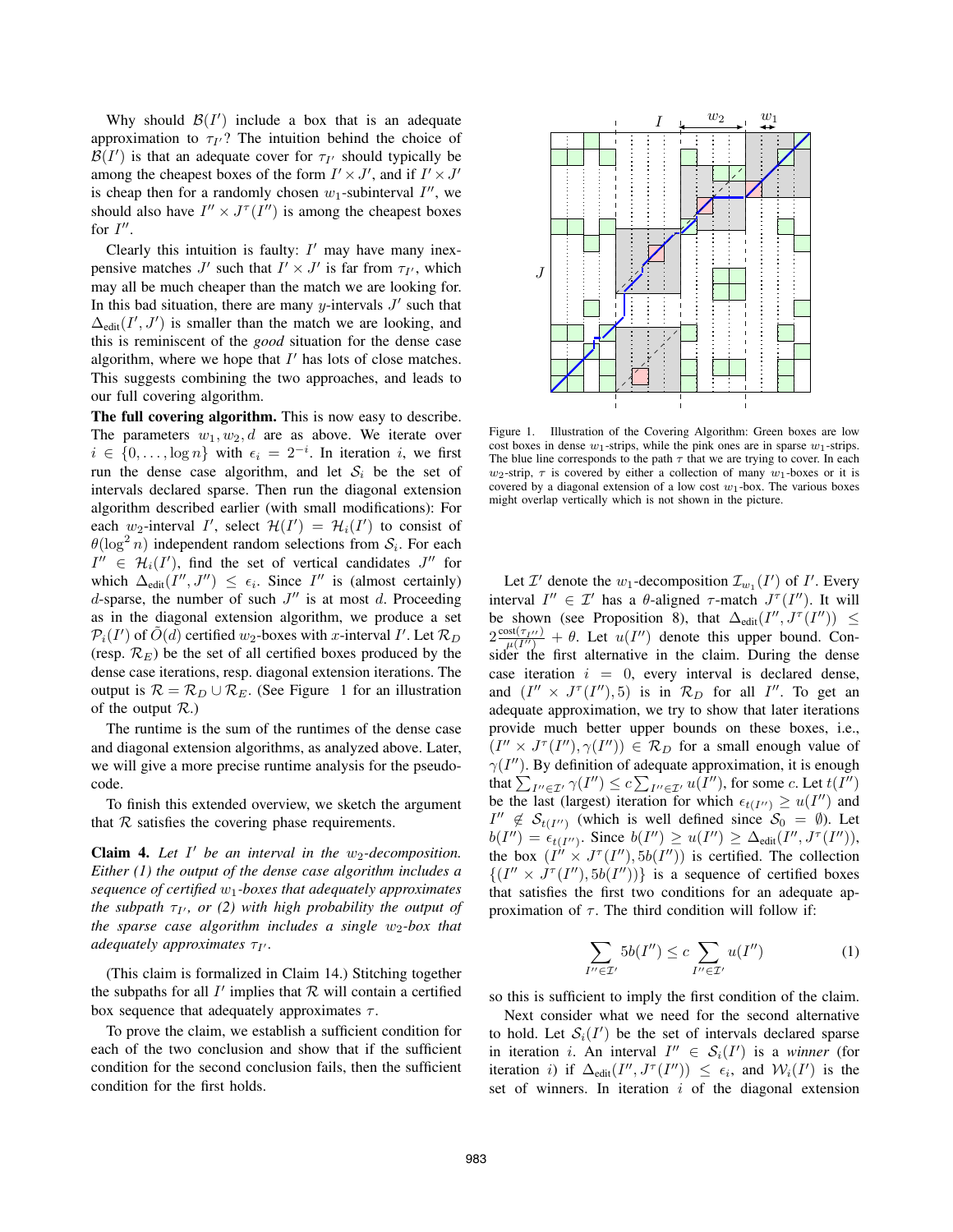Why should $\mathcal{B}(I')$ include a box that is an adequate approximation to $\tau_{I'}$? The intuition behind the choice of $\mathcal{B}(I')$ is that an adequate cover for $\tau_{I'}$ should typically be among the cheapest boxes of the form $I' \times J'$, and if $I' \times J'$ is cheap then for a randomly chosen $w_1$-subinterval $I''$, we should also have $I'' \times J^\tau(I'')$ is among the cheapest boxes for $I''$.

Clearly this intuition is faulty: $I'$ may have many inexpensive matches $J'$ such that $I' \times J'$ is far from $\tau_{I'}$, which may all be much cheaper than the match we are looking for. In this bad situation, there are many $y$-intervals $J'$ such that $\Delta_{\text{edit}}(I', J')$ is smaller than the match we are looking, and this is reminiscent of the *good* situation for the dense case algorithm, where we hope that $I'$ has lots of close matches. This suggests combining the two approaches, and leads to our full covering algorithm.

**The full covering algorithm.** This is now easy to describe. The parameters $w_1, w_2, d$ are as above. We iterate over $i \in \{0, \ldots, \log n\}$ with $\epsilon_i = 2^{-i}$. In iteration $i$, we first run the dense case algorithm, and let $\mathcal{S}_i$ be the set of intervals declared sparse. Then run the diagonal extension algorithm described earlier (with small modifications): For each $w_2$-interval $I'$, select $\mathcal{H}(I') = \mathcal{H}_i(I')$ to consist of $\theta(\log^2 n)$ independent random selections from $\mathcal{S}_i$. For each $I'' \in \mathcal{H}_i(I')$, find the set of vertical candidates $J''$ for which $\Delta_{\text{edit}}(I'', J'') \leq \epsilon_i$. Since $I''$ is (almost certainly) $d$-sparse, the number of such $J''$ is at most $d$. Proceeding as in the diagonal extension algorithm, we produce a set $\mathcal{P}_i(I')$ of $\tilde{O}(d)$ certified $w_2$-boxes with $x$-interval $I'$. Let $\mathcal{R}_D$ (resp. $\mathcal{R}_E$) be the set of all certified boxes produced by the dense case iterations, resp. diagonal extension iterations. The output is $\mathcal{R} = \mathcal{R}_D \cup \mathcal{R}_E$. (See Figure 1 for an illustration of the output $\mathcal{R}$.)

The runtime is the sum of the runtimes of the dense case and diagonal extension algorithms, as analyzed above. Later, we will give a more precise runtime analysis for the pseudo-code.

To finish this extended overview, we sketch the argument that $\mathcal{R}$ satisfies the covering phase requirements.

**Claim 4.** *Let $I'$ be an interval in the $w_2$-decomposition. Either (1) the output of the dense case algorithm includes a sequence of certified $w_1$-boxes that adequately approximates the subpath $\tau_{I'}$, or (2) with high probability the output of the sparse case algorithm includes a single $w_2$-box that adequately approximates $\tau_{I'}$.*

(This claim is formalized in Claim 14.) Stitching together the subpaths for all $I'$ implies that $\mathcal{R}$ will contain a certified box sequence that adequately approximates $\tau$.

To prove the claim, we establish a sufficient condition for each of the two conclusion and show that if the sufficient condition for the second conclusion fails, then the sufficient condition for the first holds.

Figure 1. Illustration of the Covering Algorithm: Green boxes are low cost boxes in dense $w_1$-strips, while the pink ones are in sparse $w_1$-strips. The blue line corresponds to the path $\tau$ that we are trying to cover. In each $w_2$-strip, $\tau$ is covered by either a collection of many $w_1$-boxes or it is covered by a diagonal extension of a low cost $w_1$-box. The various boxes might overlap vertically which is not shown in the picture.

Let $\mathcal{I}'$ denote the $w_1$-decomposition $\mathcal{I}_{w_1}(I')$ of $I'$. Every interval $I'' \in \mathcal{I}'$ has a $\theta$-aligned $\tau$-match $J^\tau(I'')$. It will be shown (see Proposition 8), that $\Delta_{\text{edit}}(I'', J^\tau(I'')) \leq 2\frac{\text{cost}(\tau_{I''})}{\mu(I'')} + \theta$. Let $u(I'')$ denote this upper bound. Consider the first alternative in the claim. During the dense case iteration $i = 0$, every interval is declared dense, and $(I'' \times J^\tau(I''), 5)$ is in $\mathcal{R}_D$ for all $I''$. To get an adequate approximation, we try to show that later iterations provide much better upper bounds on these boxes, i.e., $(I'' \times J^\tau(I''), \gamma(I'')) \in \mathcal{R}_D$ for a small enough value of $\gamma(I'')$. By definition of adequate approximation, it is enough that $\sum_{I'' \in \mathcal{I}'} \gamma(I'') \leq c \sum_{I'' \in \mathcal{I}'} u(I'')$, for some $c$. Let $t(I'')$ be the last (largest) iteration for which $\epsilon_{t(I'')} \geq u(I'')$ and $I'' \notin \mathcal{S}_{t(I'')}$ (which is well defined since $\mathcal{S}_0 = \emptyset$). Let $b(I'') = \epsilon_{t(I'')}$. Since $b(I'') \geq u(I'') \geq \Delta_{\text{edit}}(I'', J^\tau(I''))$, the box $(I'' \times J^\tau(I''), 5b(I''))$ is certified. The collection $\{(I'' \times J^\tau(I''), 5b(I''))\}$ is a sequence of certified boxes that satisfies the first two conditions for an adequate approximation of $\tau$. The third condition will follow if:

$$\sum_{I'' \in \mathcal{I}'} 5b(I'') \leq c \sum_{I'' \in \mathcal{I}'} u(I'') \tag{1}$$

so this is sufficient to imply the first condition of the claim.

Next consider what we need for the second alternative to hold. Let $\mathcal{S}_i(I')$ be the set of intervals declared sparse in iteration $i$. An interval $I'' \in \mathcal{S}_i(I')$ is a *winner* (for iteration $i$) if $\Delta_{\text{edit}}(I'', J^\tau(I'')) \leq \epsilon_i$, and $\mathcal{W}_i(I')$ is the set of winners. In iteration $i$ of the diagonal extension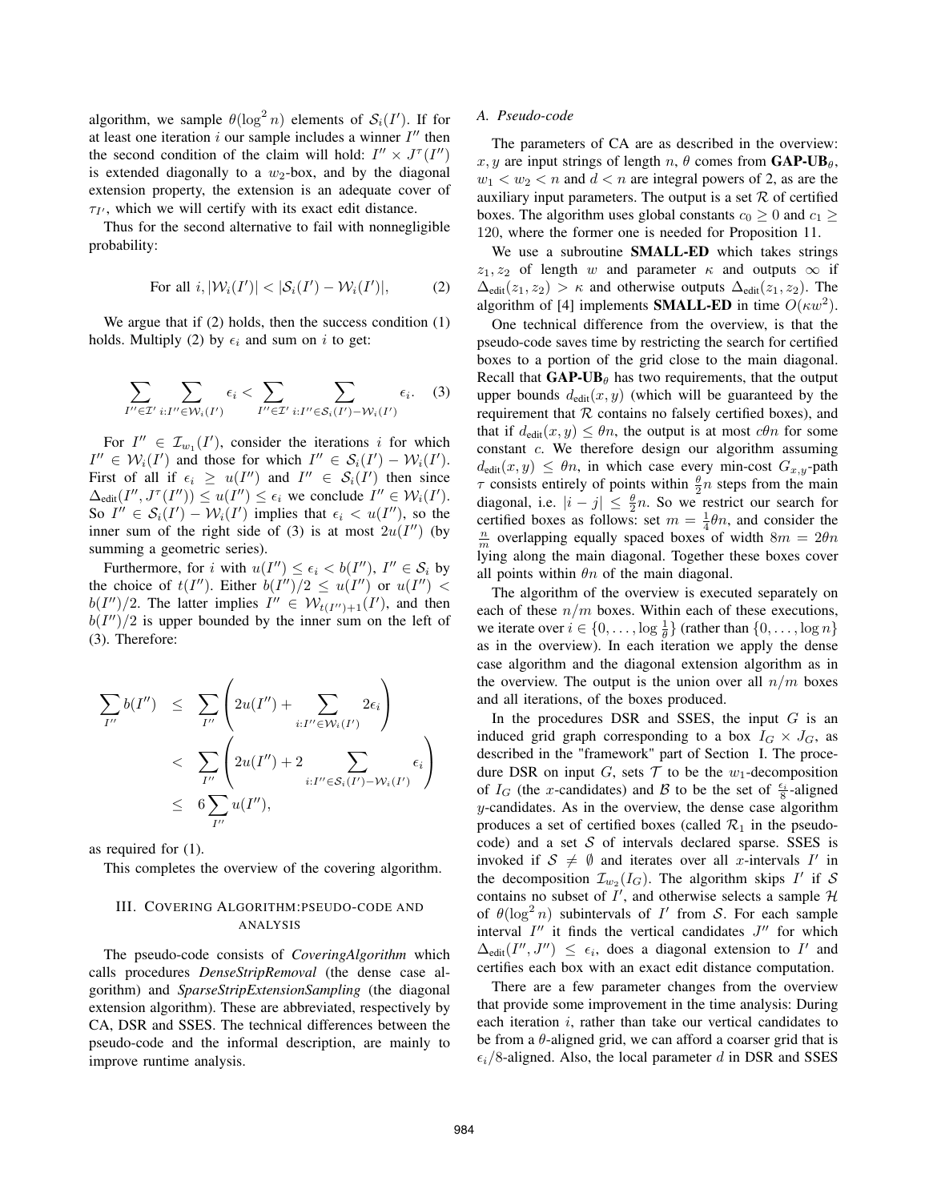algorithm, we sample $\theta(\log^2 n)$ elements of $\mathcal{S}_i(I')$. If for at least one iteration $i$ our sample includes a winner $I''$ then the second condition of the claim will hold: $I'' \times J^\tau(I'')$ is extended diagonally to a $w_2$-box, and by the diagonal extension property, the extension is an adequate cover of $\tau_{I'}$, which we will certify with its exact edit distance.

Thus for the second alternative to fail with nonnegligible probability:

$$\text{For all } i, |\mathcal{W}_i(I')| < |\mathcal{S}_i(I') - \mathcal{W}_i(I')|, \qquad (2)$$

We argue that if (2) holds, then the success condition (1) holds. Multiply (2) by $\epsilon_i$ and sum on $i$ to get:

$$\sum_{I'' \in \mathcal{I}'} \sum_{i: I'' \in \mathcal{W}_i(I')} \epsilon_i < \sum_{I'' \in \mathcal{I}'} \sum_{i: I'' \in \mathcal{S}_i(I') - \mathcal{W}_i(I')} \epsilon_i. \qquad (3)$$

For $I'' \in \mathcal{I}_{w_1}(I')$, consider the iterations $i$ for which $I'' \in \mathcal{W}_i(I')$ and those for which $I'' \in \mathcal{S}_i(I') - \mathcal{W}_i(I')$. First of all if $\epsilon_i \geq u(I'')$ and $I'' \in \mathcal{S}_i(I')$ then since $\Delta_{\text{edit}}(I'', J^\tau(I'')) \leq u(I'') \leq \epsilon_i$ we conclude $I'' \in \mathcal{W}_i(I')$. So $I'' \in \mathcal{S}_i(I') - \mathcal{W}_i(I')$ implies that $\epsilon_i < u(I'')$, so the inner sum of the right side of (3) is at most $2u(I'')$ (by summing a geometric series).

Furthermore, for $i$ with $u(I'') \leq \epsilon_i < b(I'')$, $I'' \in \mathcal{S}_i$ by the choice of $t(I'')$. Either $b(I'')/2 \leq u(I'')$ or $u(I'') < b(I'')/2$. The latter implies $I'' \in \mathcal{W}_{t(I'')+1}(I')$, and then $b(I'')/2$ is upper bounded by the inner sum on the left of (3). Therefore:

$$\begin{aligned}
\sum_{I''} b(I'') &\leq \sum_{I''} \left( 2u(I'') + \sum_{i: I'' \in \mathcal{W}_i(I')} 2\epsilon_i \right) \\
&< \sum_{I''} \left( 2u(I'') + 2 \sum_{i: I'' \in \mathcal{S}_i(I') - \mathcal{W}_i(I')} \epsilon_i \right) \\
&\leq 6 \sum_{I''} u(I''),
\end{aligned}$$

as required for (1).

This completes the overview of the covering algorithm.

## III. Covering Algorithm: Pseudo-code and Analysis

The pseudo-code consists of *CoveringAlgorithm* which calls procedures *DenseStripRemoval* (the dense case algorithm) and *SparseStripExtensionSampling* (the diagonal extension algorithm). These are abbreviated, respectively by CA, DSR and SSES. The technical differences between the pseudo-code and the informal description, are mainly to improve runtime analysis.

### A. Pseudo-code

The parameters of CA are as described in the overview: $x, y$ are input strings of length $n$, $\theta$ comes from **GAP-UB**$_\theta$, $w_1 < w_2 < n$ and $d < n$ are integral powers of 2, as are the auxiliary input parameters. The output is a set $\mathcal{R}$ of certified boxes. The algorithm uses global constants $c_0 \geq 0$ and $c_1 \geq 120$, where the former one is needed for Proposition 11.

We use a subroutine **SMALL-ED** which takes strings $z_1, z_2$ of length $w$ and parameter $\kappa$ and outputs $\infty$ if $\Delta_{\text{edit}}(z_1, z_2) > \kappa$ and otherwise outputs $\Delta_{\text{edit}}(z_1, z_2)$. The algorithm of [4] implements **SMALL-ED** in time $O(\kappa w^2)$.

One technical difference from the overview, is that the pseudo-code saves time by restricting the search for certified boxes to a portion of the grid close to the main diagonal. Recall that **GAP-UB**$_\theta$ has two requirements, that the output upper bounds $d_{\text{edit}}(x, y)$ (which will be guaranteed by the requirement that $\mathcal{R}$ contains no falsely certified boxes), and that if $d_{\text{edit}}(x, y) \leq \theta n$, the output is at most $c\theta n$ for some constant $c$. We therefore design our algorithm assuming $d_{\text{edit}}(x, y) \leq \theta n$, in which case every min-cost $G_{x,y}$-path $\tau$ consists entirely of points within $\frac{\theta}{2} n$ steps from the main diagonal, i.e. $|i - j| \leq \frac{\theta}{2} n$. So we restrict our search for certified boxes as follows: set $m = \frac{1}{4}\theta n$, and consider the $\frac{n}{m}$ overlapping equally spaced boxes of width $8m = 2\theta n$ lying along the main diagonal. Together these boxes cover all points within $\theta n$ of the main diagonal.

The algorithm of the overview is executed separately on each of these $n/m$ boxes. Within each of these executions, we iterate over $i \in \{0, \ldots, \log \frac{1}{\theta}\}$ (rather than $\{0, \ldots, \log n\}$ as in the overview). In each iteration we apply the dense case algorithm and the diagonal extension algorithm as in the overview. The output is the union over all $n/m$ boxes and all iterations, of the boxes produced.

In the procedures DSR and SSES, the input $G$ is an induced grid graph corresponding to a box $I_G \times J_G$, as described in the "framework" part of Section I. The procedure DSR on input $G$, sets $\mathcal{T}$ to be the $w_1$-decomposition of $I_G$ (the $x$-candidates) and $\mathcal{B}$ to be the set of $\frac{\epsilon_i}{8}$-aligned $y$-candidates. As in the overview, the dense case algorithm produces a set of certified boxes (called $\mathcal{R}_1$ in the pseudo-code) and a set $\mathcal{S}$ of intervals declared sparse. SSES is invoked if $\mathcal{S} \neq \emptyset$ and iterates over all $x$-intervals $I'$ in the decomposition $\mathcal{I}_{w_2}(I_G)$. The algorithm skips $I'$ if $\mathcal{S}$ contains no subset of $I'$, and otherwise selects a sample $\mathcal{H}$ of $\theta(\log^2 n)$ subintervals of $I'$ from $\mathcal{S}$. For each sample interval $I''$ it finds the vertical candidates $J''$ for which $\Delta_{\text{edit}}(I'', J'') \leq \epsilon_i$, does a diagonal extension to $I'$ and certifies each box with an exact edit distance computation.

There are a few parameter changes from the overview that provide some improvement in the time analysis: During each iteration $i$, rather than take our vertical candidates to be from a $\theta$-aligned grid, we can afford a coarser grid that is $\epsilon_i/8$-aligned. Also, the local parameter $d$ in DSR and SSES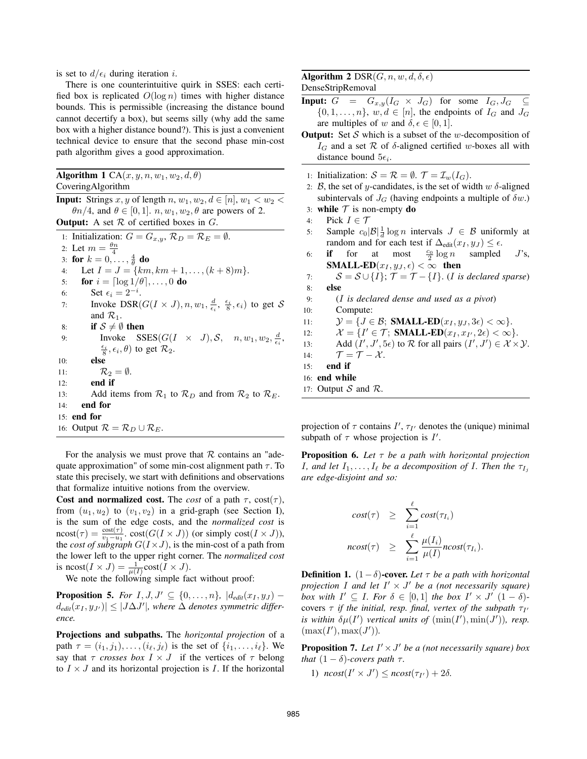is set to $d/\epsilon_i$ during iteration $i$.

There is one counterintuitive quirk in SSES: each certified box is replicated $O(\log n)$ times with higher distance bounds. This is permissible (increasing the distance bound cannot decertify a box), but seems silly (why add the same box with a higher distance bound?). This is just a convenient technical device to ensure that the second phase min-cost path algorithm gives a good approximation.

**Algorithm 1** CA$(x, y, n, w_1, w_2, d, \theta)$
CoveringAlgorithm

**Input:** Strings $x, y$ of length $n$, $w_1, w_2, d \in [n]$, $w_1 < w_2 < \theta n/4$, and $\theta \in [0, 1]$. $n, w_1, w_2, \theta$ are powers of 2.

**Output:** A set $\mathcal{R}$ of certified boxes in $G$.

```
1: Initialization: G = G_{x,y}, R_D = R_E = ∅.
2: Let m = θn/4
3: for k = 0, ..., 4/θ do
4:     Let I = J = {km, km+1, ..., (k+8)m}.
5:     for i = ⌈log 1/θ⌉, ..., 0 do
6:         Set ε_i = 2^{-i}.
7:         Invoke DSR(G(I × J), n, w_1, d/ε_i, ε_i/8, ε_i) to get S and R_1.
8:         if S ≠ ∅ then
9:             Invoke SSES(G(I × J), S, n, w_1, w_2, d/ε_i, ε_i/8, ε_i, θ) to get R_2.
10:        else
11:            R_2 = ∅.
12:        end if
13:        Add items from R_1 to R_D and from R_2 to R_E.
14:    end for
15: end for
16: Output R = R_D ∪ R_E.
```

For the analysis we must prove that $\mathcal{R}$ contains an "adequate approximation" of some min-cost alignment path $\tau$. To state this precisely, we start with definitions and observations that formalize intuitive notions from the overview.

**Cost and normalized cost.** The *cost* of a path $\tau$, $\text{cost}(\tau)$, from $(u_1, u_2)$ to $(v_1, v_2)$ in a grid-graph (see Section I), is the sum of the edge costs, and the *normalized cost* is $\text{ncost}(\tau) = \frac{\text{cost}(\tau)}{v_1 - u_1}$. $\text{cost}(G(I \times J))$ (or simply $\text{cost}(I \times J)$), the *cost of subgraph* $G(I \times J)$, is the min-cost of a path from the lower left to the upper right corner. The *normalized cost* is $\text{ncost}(I \times J) = \frac{1}{\mu(I)}\text{cost}(I \times J)$.

We note the following simple fact without proof:

**Proposition 5.** *For $I, J, J' \subseteq \{0, \ldots, n\}$, $|d_{edit}(x_I, y_J) - d_{edit}(x_I, y_{J'})| \leq |J \Delta J'|$, where $\Delta$ denotes symmetric difference.*

**Projections and subpaths.** The *horizontal projection* of a path $\tau = (i_1, j_1), \ldots, (i_\ell, j_\ell)$ is the set of $\{i_1, \ldots, i_\ell\}$. We say that $\tau$ *crosses box* $I \times J$ if the vertices of $\tau$ belong to $I \times J$ and its horizontal projection is $I$. If the horizontal projection of $\tau$ contains $I'$, $\tau_{I'}$ denotes the (unique) minimal subpath of $\tau$ whose projection is $I'$.

**Algorithm 2** DSR$(G, n, w, d, \delta, \epsilon)$
DenseStripRemoval

**Input:** $G = G_{x,y}(I_G \times J_G)$ for some $I_G, J_G \subseteq \{0, 1, \ldots, n\}$, $w, d \in [n]$, the endpoints of $I_G$ and $J_G$ are multiples of $w$ and $\delta, \epsilon \in [0, 1]$.

**Output:** Set $\mathcal{S}$ which is a subset of the $w$-decomposition of $I_G$ and a set $\mathcal{R}$ of $\delta$-aligned certified $w$-boxes all with distance bound $5\epsilon_i$.

```
1: Initialization: S = R = ∅. T = I_w(I_G).
2: B, the set of y-candidates, is the set of width w δ-aligned
   subintervals of J_G (having endpoints a multiple of δw.)
3: while T is non-empty do
4:     Pick I ∈ T
5:     Sample c_0|B|(1/d) log n intervals J ∈ B uniformly at
       random and for each test if Δ_edit(x_I, y_J) ≤ ε.
6:     if for at most (c_0/2) log n sampled J's,
       SMALL-ED(x_I, y_J, ε) < ∞ then
7:         S = S ∪ {I}; T = T − {I}. (I is declared sparse)
8:     else
9:         (I is declared dense and used as a pivot)
10:        Compute:
11:        Y = {J ∈ B; SMALL-ED(x_I, y_J, 3ε) < ∞}.
12:        X = {I' ∈ T; SMALL-ED(x_I, x_{I'}, 2ε) < ∞}.
13:        Add (I', J', 5ε) to R for all pairs (I', J') ∈ X × Y.
14:        T = T − X.
15:    end if
16: end while
17: Output S and R.
```

**Proposition 6.** *Let $\tau$ be a path with horizontal projection $I$, and let $I_1, \ldots, I_\ell$ be a decomposition of $I$. Then the $\tau_{I_j}$ are edge-disjoint and so:*

$$
\begin{aligned}
\textit{cost}(\tau) &\geq \sum_{i=1}^{\ell} \textit{cost}(\tau_{I_i}) \\
\textit{ncost}(\tau) &\geq \sum_{i=1}^{\ell} \frac{\mu(I_i)}{\mu(I)} \textit{ncost}(\tau_{I_i}).
\end{aligned}
$$

**Definition 1.** $(1-\delta)$**-cover.** *Let $\tau$ be a path with horizontal projection $I$ and let $I' \times J'$ be a (not necessarily square) box with $I' \subseteq I$. For $\delta \in [0, 1]$ the box $I' \times J'$ $(1-\delta)$-*covers *$\tau$ if the initial, resp. final, vertex of the subpath $\tau_{I'}$ is within $\delta\mu(I')$ vertical units of $(\min(I'), \min(J'))$, resp. $(\max(I'), \max(J'))$.*

**Proposition 7.** *Let $I' \times J'$ be a (not necessarily square) box that $(1-\delta)$-covers path $\tau$.*

1) *$\textit{ncost}(I' \times J') \leq \textit{ncost}(\tau_{I'}) + 2\delta$.*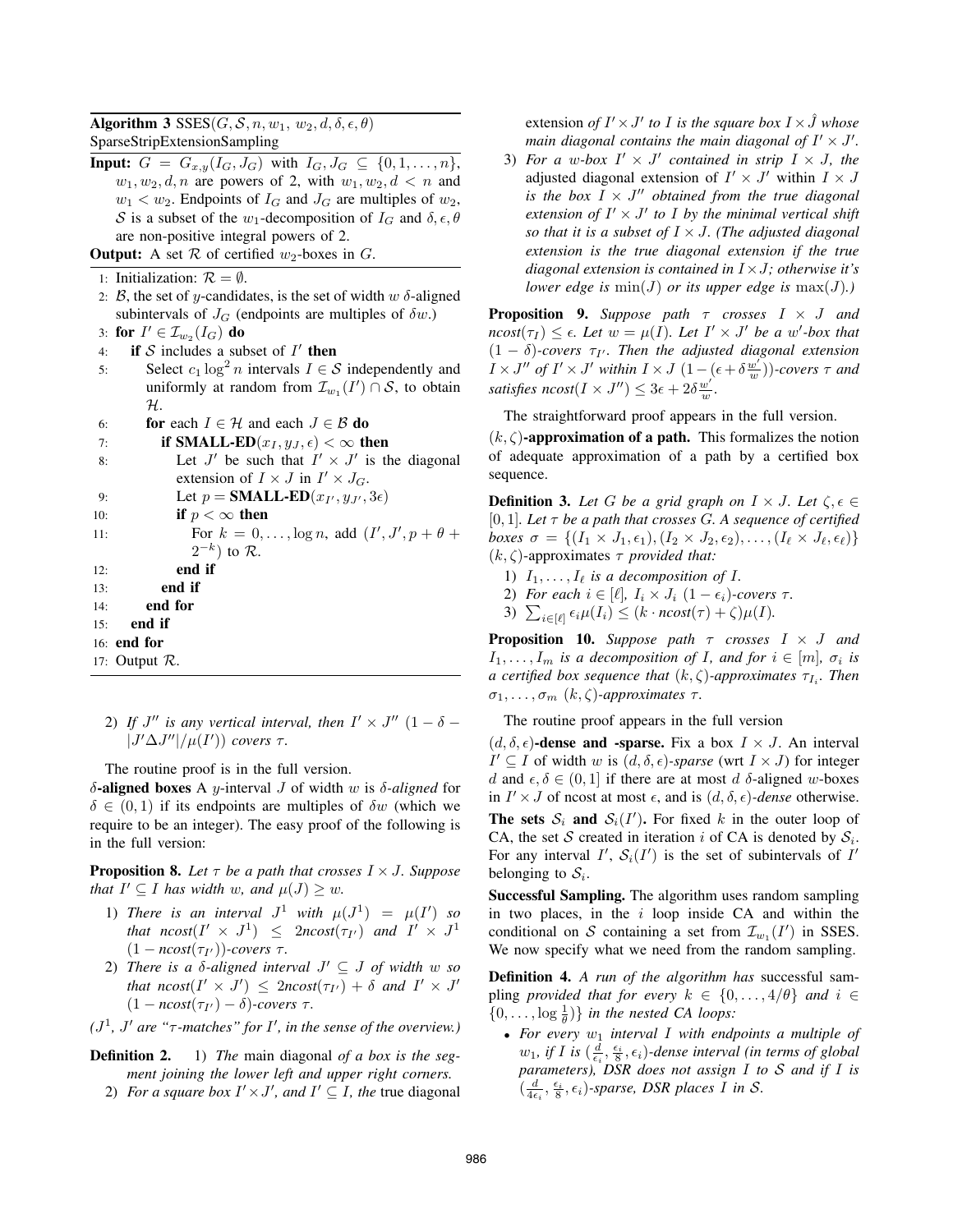**Algorithm 3** SSES($G, \mathcal{S}, n, w_1, w_2, d, \delta, \epsilon, \theta$) SparseStripExtensionSampling

**Input:** $G = G_{x,y}(I_G, J_G)$ with $I_G, J_G \subseteq \{0, 1, \ldots, n\}$, $w_1, w_2, d, n$ are powers of 2, with $w_1, w_2, d < n$ and $w_1 < w_2$. Endpoints of $I_G$ and $J_G$ are multiples of $w_2$, $\mathcal{S}$ is a subset of the $w_1$-decomposition of $I_G$ and $\delta, \epsilon, \theta$ are non-positive integral powers of 2.

**Output:** A set $\mathcal{R}$ of certified $w_2$-boxes in $G$.

```
1:  Initialization: R = ∅.
2:  B, the set of y-candidates, is the set of width w δ-aligned
    subintervals of J_G (endpoints are multiples of δw.)
3:  for I' ∈ I_{w_2}(I_G) do
4:     if S includes a subset of I' then
5:        Select c_1 log^2 n intervals I ∈ S independently and
          uniformly at random from I_{w_1}(I') ∩ S, to obtain H.
6:        for each I ∈ H and each J ∈ B do
7:           if SMALL-ED(x_I, y_J, ε) < ∞ then
8:              Let J' be such that I' × J' is the diagonal
                extension of I × J in I' × J_G.
9:              Let p = SMALL-ED(x_{I'}, y_{J'}, 3ε)
10:             if p < ∞ then
11:                For k = 0, ..., log n, add (I', J', p + θ + 2^{-k}) to R.
12:             end if
13:          end if
14:       end for
15:    end if
16: end for
17: Output R.
```

2) *If $J''$ is any vertical interval, then $I' \times J''$ $(1 - \delta - |J' \Delta J''|/\mu(I'))$ covers $\tau$.*

The routine proof is in the full version.

**$\delta$-aligned boxes** A $y$-interval $J$ of width $w$ is $\delta$-*aligned* for $\delta \in (0, 1)$ if its endpoints are multiples of $\delta w$ (which we require to be an integer). The easy proof of the following is in the full version:

**Proposition 8.** *Let $\tau$ be a path that crosses $I \times J$. Suppose that $I' \subseteq I$ has width $w$, and $\mu(J) \geq w$.*

1) *There is an interval $J^1$ with $\mu(J^1) = \mu(I')$ so that $ncost(I' \times J^1) \leq 2ncost(\tau_{I'})$ and $I' \times J^1$ $(1 - ncost(\tau_{I'}))$-covers $\tau$.*
2) *There is a $\delta$-aligned interval $J' \subseteq J$ of width $w$ so that $ncost(I' \times J') \leq 2ncost(\tau_{I'}) + \delta$ and $I' \times J'$ $(1 - ncost(\tau_{I'}) - \delta)$-covers $\tau$.*

*($J^1$, $J'$ are "$\tau$-matches" for $I'$, in the sense of the overview.)*

**Definition 2.** 1) *The* main diagonal *of a box is the segment joining the lower left and upper right corners.*
2) *For a square box $I' \times J'$, and $I' \subseteq I$, the* true diagonal extension *of $I' \times J'$ to $I$ is the square box $I \times \hat{J}$ whose main diagonal contains the main diagonal of $I' \times J'$.*
3) *For a $w$-box $I' \times J'$ contained in strip $I \times J$, the* adjusted diagonal extension *of $I' \times J'$ within $I \times J$ is the box $I \times J''$ obtained from the true diagonal extension of $I' \times J'$ to $I$ by the minimal vertical shift so that it is a subset of $I \times J$. (The adjusted diagonal extension is the true diagonal extension if the true diagonal extension is contained in $I \times J$; otherwise it's lower edge is $\min(J)$ or its upper edge is $\max(J)$.)*

**Proposition 9.** *Suppose path $\tau$ crosses $I \times J$ and $ncost(\tau_I) \leq \epsilon$. Let $w = \mu(I)$. Let $I' \times J'$ be a $w'$-box that $(1 - \delta)$-covers $\tau_{I'}$. Then the adjusted diagonal extension $I \times J''$ of $I' \times J'$ within $I \times J$ $(1 - (\epsilon + \delta \frac{w'}{w}))$-covers $\tau$ and satisfies $ncost(I \times J'') \leq 3\epsilon + 2\delta \frac{w'}{w}$.*

The straightforward proof appears in the full version.

**$(k, \zeta)$-approximation of a path.** This formalizes the notion of adequate approximation of a path by a certified box sequence.

**Definition 3.** *Let $G$ be a grid graph on $I \times J$. Let $\zeta, \epsilon \in [0, 1]$. Let $\tau$ be a path that crosses $G$. A sequence of certified boxes $\sigma = \{(I_1 \times J_1, \epsilon_1), (I_2 \times J_2, \epsilon_2), \ldots, (I_\ell \times J_\ell, \epsilon_\ell)\}$ $(k, \zeta)$-approximates $\tau$ provided that:*

1) *$I_1, \ldots, I_\ell$ is a decomposition of $I$.*
2) *For each $i \in [\ell]$, $I_i \times J_i$ $(1 - \epsilon_i)$-covers $\tau$.*
3) *$\sum_{i \in [\ell]} \epsilon_i \mu(I_i) \leq (k \cdot ncost(\tau) + \zeta)\mu(I)$.*

**Proposition 10.** *Suppose path $\tau$ crosses $I \times J$ and $I_1, \ldots, I_m$ is a decomposition of $I$, and for $i \in [m]$, $\sigma_i$ is a certified box sequence that $(k, \zeta)$-approximates $\tau_{I_i}$. Then $\sigma_1, \ldots, \sigma_m$ $(k, \zeta)$-approximates $\tau$.*

The routine proof appears in the full version

**$(d, \delta, \epsilon)$-dense and -sparse.** Fix a box $I \times J$. An interval $I' \subseteq I$ of width $w$ is $(d, \delta, \epsilon)$-*sparse* (wrt $I \times J$) for integer $d$ and $\epsilon, \delta \in (0, 1]$ if there are at most $d$ $\delta$-aligned $w$-boxes in $I' \times J$ of ncost at most $\epsilon$, and is $(d, \delta, \epsilon)$-*dense* otherwise.

**The sets $\mathcal{S}_i$ and $\mathcal{S}_i(I')$.** For fixed $k$ in the outer loop of CA, the set $\mathcal{S}$ created in iteration $i$ of CA is denoted by $\mathcal{S}_i$. For any interval $I'$, $\mathcal{S}_i(I')$ is the set of subintervals of $I'$ belonging to $\mathcal{S}_i$.

**Successful Sampling.** The algorithm uses random sampling in two places, in the $i$ loop inside CA and within the conditional on $\mathcal{S}$ containing a set from $\mathcal{I}_{w_1}(I')$ in SSES. We now specify what we need from the random sampling.

**Definition 4.** *A run of the algorithm has* successful sampling *provided that for every $k \in \{0, \ldots, 4/\theta\}$ and $i \in \{0, \ldots, \log \frac{1}{\theta})\}$ in the nested CA loops:*

- *For every $w_1$ interval $I$ with endpoints a multiple of $w_1$, if $I$ is $(\frac{d}{\epsilon_i}, \frac{\epsilon_i}{8}, \epsilon_i)$-dense interval (in terms of global parameters), DSR does not assign $I$ to $\mathcal{S}$ and if $I$ is $(\frac{d}{4\epsilon_i}, \frac{\epsilon_i}{8}, \epsilon_i)$-sparse, DSR places $I$ in $\mathcal{S}$.*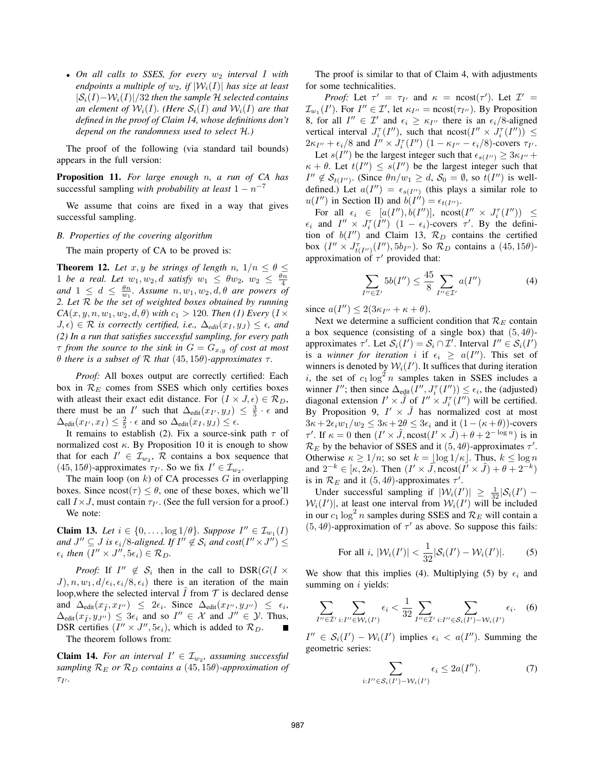- *On all calls to SSES, for every $w_2$ interval $I$ with endpoints a multiple of $w_2$, if $|\mathcal{W}_i(I)|$ has size at least $|\mathcal{S}_i(I) - \mathcal{W}_i(I)|/32$ then the sample $\mathcal{H}$ selected contains an element of $\mathcal{W}_i(I)$. (Here $\mathcal{S}_i(I)$ and $\mathcal{W}_i(I)$ are that defined in the proof of Claim 14, whose definitions don't depend on the randomness used to select $\mathcal{H}$.)*

The proof of the following (via standard tail bounds) appears in the full version:

**Proposition 11.** *For large enough $n$, a run of CA has* successful sampling *with probability at least $1 - n^{-7}$*

We assume that coins are fixed in a way that gives successful sampling.

### B. Properties of the covering algorithm

The main property of CA to be proved is:

**Theorem 12.** *Let $x, y$ be strings of length $n$, $1/n \leq \theta \leq 1$ be a real. Let $w_1, w_2, d$ satisfy $w_1 \leq \theta w_2$, $w_2 \leq \frac{\theta n}{4}$ and $1 \leq d \leq \frac{\theta n}{w_1}$. Assume $n, w_1, w_2, d, \theta$ are powers of 2. Let $\mathcal{R}$ be the set of weighted boxes obtained by running $CA(x, y, n, w_1, w_2, d, \theta)$ with $c_1 > 120$. Then (1) Every $(I \times J, \epsilon) \in \mathcal{R}$ is correctly certified, i.e., $\Delta_{edit}(x_I, y_J) \leq \epsilon$, and (2) In a run that satisfies successful sampling, for every path $\tau$ from the source to the sink in $G = G_{x,y}$ of cost at most $\theta$ there is a subset of $\mathcal{R}$ that $(45, 15\theta)$-approximates $\tau$.*

*Proof:* All boxes output are correctly certified: Each box in $\mathcal{R}_E$ comes from SSES which only certifies boxes with atleast their exact edit distance. For $(I \times J, \epsilon) \in \mathcal{R}_D$, there must be an $I'$ such that $\Delta_{\text{edit}}(x_{I'}, y_J) \leq \frac{3}{5} \cdot \epsilon$ and $\Delta_{\text{edit}}(x_{I'}, x_I) \leq \frac{2}{5} \cdot \epsilon$ and so $\Delta_{\text{edit}}(x_I, y_J) \leq \epsilon$.

It remains to establish (2). Fix a source-sink path $\tau$ of normalized cost $\kappa$. By Proposition 10 it is enough to show that for each $I' \in \mathcal{I}_{w_2}$, $\mathcal{R}$ contains a box sequence that $(45, 15\theta)$-approximates $\tau_{I'}$. So we fix $I' \in \mathcal{I}_{w_2}$.

The main loop (on $k$) of CA processes $G$ in overlapping boxes. Since $\text{ncost}(\tau) \leq \theta$, one of these boxes, which we'll call $I \times J$, must contain $\tau_{I'}$. (See the full version for a proof.)

We note:

**Claim 13.** *Let $i \in \{0, \ldots, \log 1/\theta\}$. Suppose $I'' \in \mathcal{I}_{w_1}(I)$ and $J'' \subseteq J$ is $\epsilon_i/8$-aligned. If $I'' \notin \mathcal{S}_i$ and $cost(I'' \times J'') \leq \epsilon_i$ then $(I'' \times J'', 5\epsilon_i) \in \mathcal{R}_D$.*

*Proof:* If $I'' \notin \mathcal{S}_i$ then in the call to $\text{DSR}(G(I \times J), n, w_1, d/\epsilon_i, \epsilon_i/8, \epsilon_i)$ there is an iteration of the main loop,where the selected interval $\tilde{I}$ from $\mathcal{T}$ is declared dense and $\Delta_{\text{edit}}(x_{\tilde{I}}, x_{I''}) \leq 2\epsilon_i$. Since $\Delta_{\text{edit}}(x_{I''}, y_{J''}) \leq \epsilon_i$, $\Delta_{\text{edit}}(x_{\tilde{I}}, y_{J''}) \leq 3\epsilon_i$ and so $I'' \in \mathcal{X}$ and $J'' \in \mathcal{Y}$. Thus, DSR certifies $(I'' \times J'', 5\epsilon_i)$, which is added to $\mathcal{R}_D$. ∎

The theorem follows from:

**Claim 14.** *For an interval $I' \in \mathcal{I}_{w_2}$, assuming successful sampling $\mathcal{R}_E$ or $\mathcal{R}_D$ contains a $(45, 15\theta)$-approximation of $\tau_{I'}$.*

The proof is similar to that of Claim 4, with adjustments for some technicalities.

*Proof:* Let $\tau' = \tau_{I'}$ and $\kappa = \text{ncost}(\tau')$. Let $\mathcal{I}' = \mathcal{I}_{w_1}(I')$. For $I'' \in \mathcal{I}'$, let $\kappa_{I''} = \text{ncost}(\tau_{I''})$. By Proposition 8, for all $I'' \in \mathcal{I}'$ and $\epsilon_i \geq \kappa_{I''}$ there is an $\epsilon_i/8$-aligned vertical interval $J_i^\tau(I'')$, such that $\text{ncost}(I'' \times J_i^\tau(I'')) \leq 2\kappa_{I''} + \epsilon_i/8$ and $I'' \times J_i^\tau(I'')$ $(1 - \kappa_{I''} - \epsilon_i/8)$-covers $\tau_{I'}$.

Let $s(I'')$ be the largest integer such that $\epsilon_{s(I'')} \geq 3\kappa_{I''} + \kappa + \theta$. Let $t(I'') \leq s(I'')$ be the largest integer such that $I'' \notin \mathcal{S}_{t(I'')}$. (Since $\theta n/w_1 \geq d$, $\mathcal{S}_0 = \emptyset$, so $t(I'')$ is well-defined.) Let $a(I'') = \epsilon_{s(I'')}$ (this plays a similar role to $u(I'')$ in Section II) and $b(I'') = \epsilon_{t(I'')}$.

For all $\epsilon_i \in [a(I''), b(I'')]$, $\text{ncost}(I'' \times J_i^\tau(I'')) \leq \epsilon_i$ and $I'' \times J_i^\tau(I'')$ $(1 - \epsilon_i)$-covers $\tau'$. By the definition of $b(I'')$ and Claim 13, $\mathcal{R}_D$ contains the certified box $(I'' \times J_{t(I'')}^\tau(I''), 5b_{I''})$. So $\mathcal{R}_D$ contains a $(45, 15\theta)$-approximation of $\tau'$ provided that:

$$\sum_{I'' \in \mathcal{I}'} 5b(I'') \leq \frac{45}{8} \sum_{I'' \in \mathcal{I}'} a(I'') \tag{4}$$

since $a(I'') \leq 2(3\kappa_{I''} + \kappa + \theta)$.

Next we determine a sufficient condition that $\mathcal{R}_E$ contain a box sequence (consisting of a single box) that $(5, 4\theta)$-approximates $\tau'$. Let $\mathcal{S}_i(I') = \mathcal{S}_i \cap \mathcal{I}'$. Interval $I'' \in \mathcal{S}_i(I')$ is a *winner for iteration* $i$ if $\epsilon_i \geq a(I'')$. This set of winners is denoted by $\mathcal{W}_i(I')$. It suffices that during iteration $i$, the set of $c_1 \log^2 n$ samples taken in SSES includes a winner $I''$; then since $\Delta_{\text{edit}}(I'', J_i^\tau(I'')) \leq \epsilon_i$, the (adjusted) diagonal extension $I' \times \tilde{J}$ of $I'' \times J_i^\tau(I'')$ will be certified. By Proposition 9, $I' \times \tilde{J}$ has normalized cost at most $3\kappa + 2\epsilon_i w_1/w_2 \leq 3\kappa + 2\theta \leq 3\epsilon_i$ and it $(1 - (\kappa + \theta))$-covers $\tau'$. If $\kappa = 0$ then $(I' \times \tilde{J}, \text{ncost}(I' \times \tilde{J}) + \theta + 2^{-\log n})$ is in $\mathcal{R}_E$ by the behavior of SSES and it $(5, 4\theta)$-approximates $\tau'$. Otherwise $\kappa \geq 1/n$; so set $k = \lfloor \log 1/\kappa \rfloor$. Thus, $k \leq \log n$ and $2^{-k} \in [\kappa, 2\kappa)$. Then $(I' \times \tilde{J}, \text{ncost}(I' \times \tilde{J}) + \theta + 2^{-k})$ is in $\mathcal{R}_E$ and it $(5, 4\theta)$-approximates $\tau'$.

Under successful sampling if $|\mathcal{W}_i(I')| \geq \frac{1}{32}|\mathcal{S}_i(I') - \mathcal{W}_i(I')|$, at least one interval from $\mathcal{W}_i(I')$ will be included in our $c_1 \log^2 n$ samples during SSES and $\mathcal{R}_E$ will contain a $(5, 4\theta)$-approximation of $\tau'$ as above. So suppose this fails:

$$\text{For all } i, \ |\mathcal{W}_i(I')| < \frac{1}{32}|\mathcal{S}_i(I') - \mathcal{W}_i(I')|. \tag{5}$$

We show that this implies (4). Multiplying (5) by $\epsilon_i$ and summing on $i$ yields:

$$\sum_{I'' \in \mathcal{I}'} \sum_{i: I'' \in \mathcal{W}_i(I')} \epsilon_i < \frac{1}{32} \sum_{I'' \in \mathcal{I}'} \sum_{i: I'' \in \mathcal{S}_i(I') - \mathcal{W}_i(I')} \epsilon_i. \tag{6}$$

$I'' \in \mathcal{S}_i(I') - \mathcal{W}_i(I')$ implies $\epsilon_i < a(I'')$. Summing the geometric series:

$$\sum_{i: I'' \in \mathcal{S}_i(I') - \mathcal{W}_i(I')} \epsilon_i \leq 2a(I''). \tag{7}$$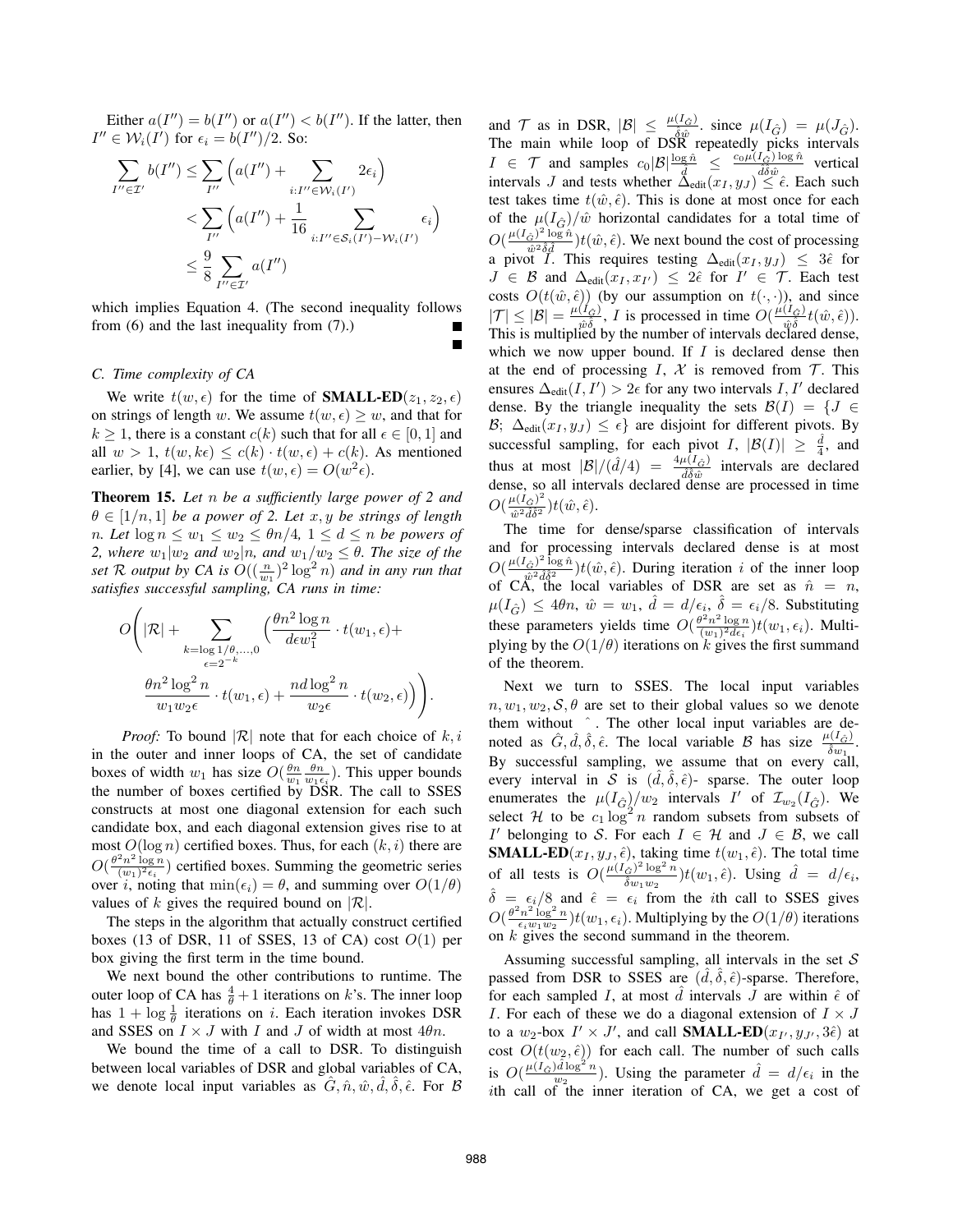Either $a(I'') = b(I'')$ or $a(I'') < b(I'')$. If the latter, then $I'' \in \mathcal{W}_i(I')$ for $\epsilon_i = b(I'')/2$. So:

$$
\begin{aligned}
\sum_{I'' \in \mathcal{I}'} b(I'') &\leq \sum_{I''} \Big( a(I'') + \sum_{i: I'' \in \mathcal{W}_i(I')} 2\epsilon_i \Big) \\
&< \sum_{I''} \Big( a(I'') + \frac{1}{16} \sum_{i: I'' \in \mathcal{S}_i(I') - \mathcal{W}_i(I')} \epsilon_i \Big) \\
&\leq \frac{9}{8} \sum_{I'' \in \mathcal{I}'} a(I'')
\end{aligned}
$$

which implies Equation 4. (The second inequality follows from (6) and the last inequality from (7).) ∎

∎

### C. Time complexity of CA

We write $t(w, \epsilon)$ for the time of **SMALL-ED**$(z_1, z_2, \epsilon)$ on strings of length $w$. We assume $t(w, \epsilon) \geq w$, and that for $k \geq 1$, there is a constant $c(k)$ such that for all $\epsilon \in [0, 1]$ and all $w > 1$, $t(w, k\epsilon) \leq c(k) \cdot t(w, \epsilon) + c(k)$. As mentioned earlier, by [4], we can use $t(w, \epsilon) = O(w^2 \epsilon)$.

**Theorem 15.** *Let $n$ be a sufficiently large power of 2 and $\theta \in [1/n, 1]$ be a power of 2. Let $x, y$ be strings of length $n$. Let $\log n \leq w_1 \leq w_2 \leq \theta n/4$, $1 \leq d \leq n$ be powers of 2, where $w_1 | w_2$ and $w_2 | n$, and $w_1/w_2 \leq \theta$. The size of the set $\mathcal{R}$ output by CA is $O((\frac{n}{w_1})^2 \log^2 n)$ and in any run that satisfies successful sampling, CA runs in time:*

$$
O\Bigg( |\mathcal{R}| + \sum_{\substack{k = \log 1/\theta, \ldots, 0 \\ \epsilon = 2^{-k}}} \Big( \frac{\theta n^2 \log n}{d \epsilon w_1^2} \cdot t(w_1, \epsilon) + \frac{\theta n^2 \log^2 n}{w_1 w_2 \epsilon} \cdot t(w_1, \epsilon) + \frac{n d \log^2 n}{w_2 \epsilon} \cdot t(w_2, \epsilon) \Big) \Bigg).
$$

*Proof:* To bound $|\mathcal{R}|$ note that for each choice of $k, i$ in the outer and inner loops of CA, the set of candidate boxes of width $w_1$ has size $O(\frac{\theta n}{w_1} \frac{\theta n}{w_1 \epsilon_i})$. This upper bounds the number of boxes certified by DSR. The call to SSES constructs at most one diagonal extension for each such candidate box, and each diagonal extension gives rise to at most $O(\log n)$ certified boxes. Thus, for each $(k, i)$ there are $O(\frac{\theta^2 n^2 \log n}{(w_1)^2 \epsilon_i})$ certified boxes. Summing the geometric series over $i$, noting that $\min(\epsilon_i) = \theta$, and summing over $O(1/\theta)$ values of $k$ gives the required bound on $|\mathcal{R}|$.

The steps in the algorithm that actually construct certified boxes (13 of DSR, 11 of SSES, 13 of CA) cost $O(1)$ per box giving the first term in the time bound.

We next bound the other contributions to runtime. The outer loop of CA has $\frac{4}{\theta} + 1$ iterations on $k$'s. The inner loop has $1 + \log \frac{1}{\theta}$ iterations on $i$. Each iteration invokes DSR and SSES on $I \times J$ with $I$ and $J$ of width at most $4\theta n$.

We bound the time of a call to DSR. To distinguish between local variables of DSR and global variables of CA, we denote local input variables as $\hat{G}, \hat{n}, \hat{w}, \hat{d}, \hat{\delta}, \hat{\epsilon}$. For $\mathcal{B}$ and $\mathcal{T}$ as in DSR, $|\mathcal{B}| \leq \frac{\mu(I_{\hat{G}})}{\hat{\delta} \hat{w}}$. since $\mu(I_{\hat{G}}) = \mu(J_{\hat{G}})$. The main while loop of DSR repeatedly picks intervals $I \in \mathcal{T}$ and samples $c_0 |\mathcal{B}| \frac{\log \hat{n}}{\hat{d}} \leq \frac{c_0 \mu(I_{\hat{G}}) \log \hat{n}}{\hat{d} \hat{\delta} \hat{w}}$ vertical intervals $J$ and tests whether $\Delta_{\text{edit}}(x_I, y_J) \leq \hat{\epsilon}$. Each such test takes time $t(\hat{w}, \hat{\epsilon})$. This is done at most once for each of the $\mu(I_{\hat{G}})/\hat{w}$ horizontal candidates for a total time of $O(\frac{\mu(I_{\hat{G}})^2 \log \hat{n}}{\hat{w}^2 \hat{\delta} \hat{d}}) t(\hat{w}, \hat{\epsilon})$. We next bound the cost of processing a pivot $I$. This requires testing $\Delta_{\text{edit}}(x_I, y_J) \leq 3\hat{\epsilon}$ for $J \in \mathcal{B}$ and $\Delta_{\text{edit}}(x_I, x_{I'}) \leq 2\hat{\epsilon}$ for $I' \in \mathcal{T}$. Each test costs $O(t(\hat{w}, \hat{\epsilon}))$ (by our assumption on $t(\cdot, \cdot)$), and since $|\mathcal{T}| \leq |\mathcal{B}| = \frac{\mu(I_{\hat{G}})}{\hat{w} \hat{\delta}}$, $I$ is processed in time $O(\frac{\mu(I_{\hat{G}})}{\hat{w} \hat{\delta}} t(\hat{w}, \hat{\epsilon}))$. This is multiplied by the number of intervals declared dense, which we now upper bound. If $I$ is declared dense then at the end of processing $I$, $\mathcal{X}$ is removed from $\mathcal{T}$. This ensures $\Delta_{\text{edit}}(I, I') > 2\epsilon$ for any two intervals $I, I'$ declared dense. By the triangle inequality the sets $\mathcal{B}(I) = \{J \in \mathcal{B};\ \Delta_{\text{edit}}(x_I, y_J) \leq \epsilon\}$ are disjoint for different pivots. By successful sampling, for each pivot $I$, $|\mathcal{B}(I)| \geq \frac{\hat{d}}{4}$, and thus at most $|\mathcal{B}|/(\hat{d}/4) = \frac{4\mu(I_{\hat{G}})}{\hat{d} \hat{\delta} \hat{w}}$ intervals are declared dense, so all intervals declared dense are processed in time $O(\frac{\mu(I_{\hat{G}})^2}{\hat{w}^2 \hat{d} \hat{\delta}^2}) t(\hat{w}, \hat{\epsilon})$.

The time for dense/sparse classification of intervals and for processing intervals declared dense is at most $O(\frac{\mu(I_{\hat{G}})^2 \log \hat{n}}{\hat{w}^2 \hat{d} \hat{\delta}^2}) t(\hat{w}, \hat{\epsilon})$. During iteration $i$ of the inner loop of CA, the local variables of DSR are set as $\hat{n} = n$, $\mu(I_{\hat{G}}) \leq 4\theta n$, $\hat{w} = w_1$, $\hat{d} = d/\epsilon_i$, $\hat{\delta} = \epsilon_i/8$. Substituting these parameters yields time $O(\frac{\theta^2 n^2 \log n}{(w_1)^2 d \epsilon_i}) t(w_1, \epsilon_i)$. Multiplying by the $O(1/\theta)$ iterations on $k$ gives the first summand of the theorem.

Next we turn to SSES. The local input variables $n, w_1, w_2, \mathcal{S}, \theta$ are set to their global values so we denote them without $\hat{}$ . The other local input variables are denoted as $\hat{G}, \hat{d}, \hat{\delta}, \hat{\epsilon}$. The local variable $\mathcal{B}$ has size $\frac{\mu(I_{\hat{G}})}{\hat{\delta} w_1}$. By successful sampling, we assume that on every call, every interval in $\mathcal{S}$ is $(\hat{d}, \hat{\delta}, \hat{\epsilon})$- sparse. The outer loop enumerates the $\mu(I_{\hat{G}})/w_2$ intervals $I'$ of $\mathcal{I}_{w_2}(I_{\hat{G}})$. We select $\mathcal{H}$ to be $c_1 \log^2 n$ random subsets from subsets of $I'$ belonging to $\mathcal{S}$. For each $I \in \mathcal{H}$ and $J \in \mathcal{B}$, we call **SMALL-ED**$(x_I, y_J, \hat{\epsilon})$, taking time $t(w_1, \hat{\epsilon})$. The total time of all tests is $O(\frac{\mu(I_{\hat{G}})^2 \log^2 n}{\hat{\delta} w_1 w_2}) t(w_1, \hat{\epsilon})$. Using $\hat{d} = d/\epsilon_i$, $\hat{\delta} = \epsilon_i/8$ and $\hat{\epsilon} = \epsilon_i$ from the $i$th call to SSES gives $O(\frac{\theta^2 n^2 \log^2 n}{\epsilon_i w_1 w_2}) t(w_1, \epsilon_i)$. Multiplying by the $O(1/\theta)$ iterations on $k$ gives the second summand in the theorem.

Assuming successful sampling, all intervals in the set $\mathcal{S}$ passed from DSR to SSES are $(\hat{d}, \hat{\delta}, \hat{\epsilon})$-sparse. Therefore, for each sampled $I$, at most $\hat{d}$ intervals $J$ are within $\hat{\epsilon}$ of $I$. For each of these we do a diagonal extension of $I \times J$ to a $w_2$-box $I' \times J'$, and call **SMALL-ED**$(x_{I'}, y_{J'}, 3\hat{\epsilon})$ at cost $O(t(w_2, \hat{\epsilon}))$ for each call. The number of such calls is $O(\frac{\mu(I_{\hat{G}}) \hat{d} \log^2 n}{w_2})$. Using the parameter $\hat{d} = d/\epsilon_i$ in the $i$th call of the inner iteration of CA, we get a cost of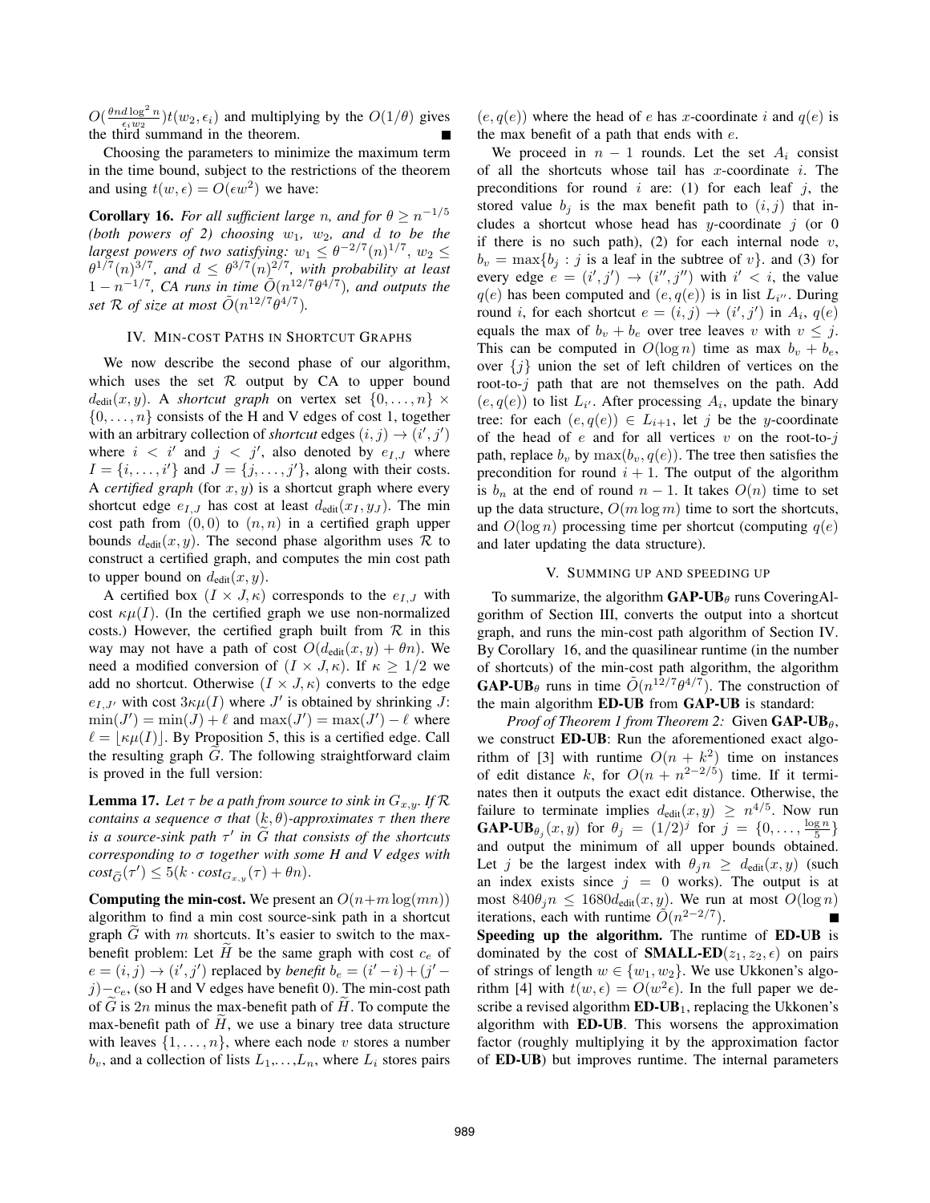$O(\frac{\theta n d \log^2 n}{\epsilon_i w_2}) t(w_2, \epsilon_i)$ and multiplying by the $O(1/\theta)$ gives the third summand in the theorem. ■

Choosing the parameters to minimize the maximum term in the time bound, subject to the restrictions of the theorem and using $t(w, \epsilon) = O(\epsilon w^2)$ we have:

**Corollary 16.** *For all sufficient large $n$, and for $\theta \geq n^{-1/5}$ (both powers of 2) choosing $w_1$, $w_2$, and $d$ to be the largest powers of two satisfying: $w_1 \leq \theta^{-2/7}(n)^{1/7}$, $w_2 \leq \theta^{1/7}(n)^{3/7}$, and $d \leq \theta^{3/7}(n)^{2/7}$, with probability at least $1 - n^{-1/7}$, CA runs in time $\tilde{O}(n^{12/7}\theta^{4/7})$, and outputs the set $\mathcal{R}$ of size at most $\tilde{O}(n^{12/7}\theta^{4/7})$.*

## IV. Min-cost Paths in Shortcut Graphs

We now describe the second phase of our algorithm, which uses the set $\mathcal{R}$ output by CA to upper bound $d_{\text{edit}}(x, y)$. A *shortcut graph* on vertex set $\{0, \ldots, n\} \times \{0, \ldots, n\}$ consists of the H and V edges of cost 1, together with an arbitrary collection of *shortcut* edges $(i, j) \to (i', j')$ where $i < i'$ and $j < j'$, also denoted by $e_{I,J}$ where $I = \{i, \ldots, i'\}$ and $J = \{j, \ldots, j'\}$, along with their costs. A *certified graph* (for $x, y$) is a shortcut graph where every shortcut edge $e_{I,J}$ has cost at least $d_{\text{edit}}(x_I, y_J)$. The min cost path from $(0, 0)$ to $(n, n)$ in a certified graph upper bounds $d_{\text{edit}}(x, y)$. The second phase algorithm uses $\mathcal{R}$ to construct a certified graph, and computes the min cost path to upper bound on $d_{\text{edit}}(x, y)$.

A certified box $(I \times J, \kappa)$ corresponds to the $e_{I,J}$ with cost $\kappa\mu(I)$. (In the certified graph we use non-normalized costs.) However, the certified graph built from $\mathcal{R}$ in this way may not have a path of cost $O(d_{\text{edit}}(x, y) + \theta n)$. We need a modified conversion of $(I \times J, \kappa)$. If $\kappa \geq 1/2$ we add no shortcut. Otherwise $(I \times J, \kappa)$ converts to the edge $e_{I,J'}$ with cost $3\kappa\mu(I)$ where $J'$ is obtained by shrinking $J$: $\min(J') = \min(J) + \ell$ and $\max(J') = \max(J) - \ell$ where $\ell = \lfloor \kappa\mu(I) \rfloor$. By Proposition 5, this is a certified edge. Call the resulting graph $\widetilde{G}$. The following straightforward claim is proved in the full version:

**Lemma 17.** *Let $\tau$ be a path from source to sink in $G_{x,y}$. If $\mathcal{R}$ contains a sequence $\sigma$ that $(k, \theta)$-approximates $\tau$ then there is a source-sink path $\tau'$ in $\widetilde{G}$ that consists of the shortcuts corresponding to $\sigma$ together with some H and V edges with $cost_{\widetilde{G}}(\tau') \leq 5(k \cdot cost_{G_{x,y}}(\tau) + \theta n)$.*

**Computing the min-cost.** We present an $O(n+m\log(mn))$ algorithm to find a min cost source-sink path in a shortcut graph $\widetilde{G}$ with $m$ shortcuts. It's easier to switch to the max-benefit problem: Let $\widetilde{H}$ be the same graph with cost $c_e$ of $e = (i, j) \to (i', j')$ replaced by *benefit* $b_e = (i' - i) + (j' - j) - c_e$, (so H and V edges have benefit 0). The min-cost path of $\widetilde{G}$ is $2n$ minus the max-benefit path of $\widetilde{H}$. To compute the max-benefit path of $\widetilde{H}$, we use a binary tree data structure with leaves $\{1, \ldots, n\}$, where each node $v$ stores a number $b_v$, and a collection of lists $L_1, \ldots, L_n$, where $L_i$ stores pairs $(e, q(e))$ where the head of $e$ has $x$-coordinate $i$ and $q(e)$ is the max benefit of a path that ends with $e$.

We proceed in $n - 1$ rounds. Let the set $A_i$ consist of all the shortcuts whose tail has $x$-coordinate $i$. The preconditions for round $i$ are: (1) for each leaf $j$, the stored value $b_j$ is the max benefit path to $(i, j)$ that includes a shortcut whose head has $y$-coordinate $j$ (or 0 if there is no such path), (2) for each internal node $v$, $b_v = \max\{b_j : j \text{ is a leaf in the subtree of } v\}$. and (3) for every edge $e = (i', j') \to (i'', j'')$ with $i' < i$, the value $q(e)$ has been computed and $(e, q(e))$ is in list $L_{i''}$. During round $i$, for each shortcut $e = (i, j) \to (i', j')$ in $A_i$, $q(e)$ equals the max of $b_v + b_e$ over tree leaves $v$ with $v \leq j$. This can be computed in $O(\log n)$ time as max $b_v + b_e$, over $\{j\}$ union the set of left children of vertices on the root-to-$j$ path that are not themselves on the path. Add $(e, q(e))$ to list $L_{i'}$. After processing $A_i$, update the binary tree: for each $(e, q(e)) \in L_{i+1}$, let $j$ be the $y$-coordinate of the head of $e$ and for all vertices $v$ on the root-to-$j$ path, replace $b_v$ by $\max(b_v, q(e))$. The tree then satisfies the precondition for round $i + 1$. The output of the algorithm is $b_n$ at the end of round $n - 1$. It takes $O(n)$ time to set up the data structure, $O(m \log m)$ time to sort the shortcuts, and $O(\log n)$ processing time per shortcut (computing $q(e)$ and later updating the data structure).

## V. Summing up and speeding up

To summarize, the algorithm **GAP-UB**$_\theta$ runs CoveringAlgorithm of Section III, converts the output into a shortcut graph, and runs the min-cost path algorithm of Section IV. By Corollary 16, and the quasilinear runtime (in the number of shortcuts) of the min-cost path algorithm, the algorithm **GAP-UB**$_\theta$ runs in time $\tilde{O}(n^{12/7}\theta^{4/7})$. The construction of the main algorithm **ED-UB** from **GAP-UB** is standard:

*Proof of Theorem 1 from Theorem 2:* Given **GAP-UB**$_\theta$, we construct **ED-UB**: Run the aforementioned exact algorithm of [3] with runtime $O(n + k^2)$ time on instances of edit distance $k$, for $O(n + n^{2-2/5})$ time. If it terminates then it outputs the exact edit distance. Otherwise, the failure to terminate implies $d_{\text{edit}}(x, y) \geq n^{4/5}$. Now run **GAP-UB**$_{\theta_j}(x, y)$ for $\theta_j = (1/2)^j$ for $j = \{0, \ldots, \frac{\log n}{5}\}$ and output the minimum of all upper bounds obtained. Let $j$ be the largest index with $\theta_j n \geq d_{\text{edit}}(x, y)$ (such an index exists since $j = 0$ works). The output is at most $840\theta_j n \leq 1680 d_{\text{edit}}(x, y)$. We run at most $O(\log n)$ iterations, each with runtime $\tilde{O}(n^{2-2/7})$. ■

**Speeding up the algorithm.** The runtime of **ED-UB** is dominated by the cost of **SMALL-ED**$(z_1, z_2, \epsilon)$ on pairs of strings of length $w \in \{w_1, w_2\}$. We use Ukkonen's algorithm [4] with $t(w, \epsilon) = O(w^2\epsilon)$. In the full paper we describe a revised algorithm **ED-UB**$_1$, replacing the Ukkonen's algorithm with **ED-UB**. This worsens the approximation factor (roughly multiplying it by the approximation factor of **ED-UB**) but improves runtime. The internal parameters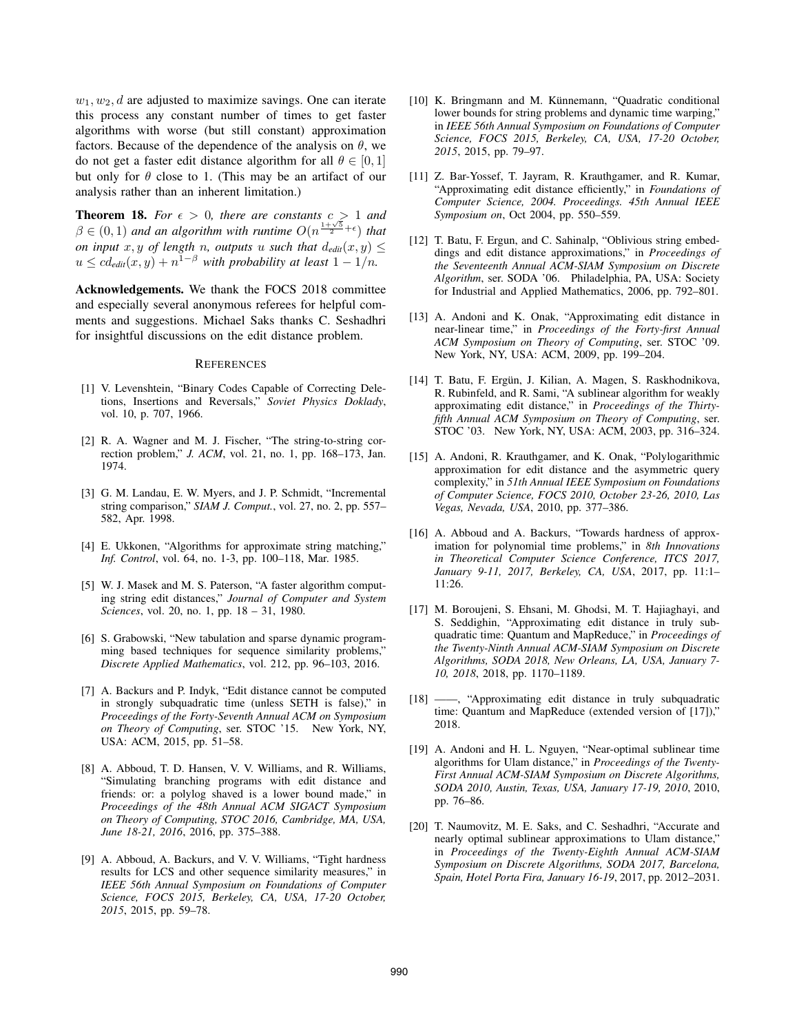$w_1, w_2, d$ are adjusted to maximize savings. One can iterate this process any constant number of times to get faster algorithms with worse (but still constant) approximation factors. Because of the dependence of the analysis on $\theta$, we do not get a faster edit distance algorithm for all $\theta \in [0, 1]$ but only for $\theta$ close to 1. (This may be an artifact of our analysis rather than an inherent limitation.)

**Theorem 18.** *For $\epsilon > 0$, there are constants $c > 1$ and $\beta \in (0, 1)$ and an algorithm with runtime $O(n^{\frac{1+\sqrt{5}}{2}+\epsilon})$ that on input $x, y$ of length $n$, outputs $u$ such that $d_{edit}(x, y) \leq u \leq c d_{edit}(x, y) + n^{1-\beta}$ with probability at least $1 - 1/n$.*

**Acknowledgements.** We thank the FOCS 2018 committee and especially several anonymous referees for helpful comments and suggestions. Michael Saks thanks C. Seshadhri for insightful discussions on the edit distance problem.

## REFERENCES

[1] V. Levenshtein, "Binary Codes Capable of Correcting Deletions, Insertions and Reversals," *Soviet Physics Doklady*, vol. 10, p. 707, 1966.

[2] R. A. Wagner and M. J. Fischer, "The string-to-string correction problem," *J. ACM*, vol. 21, no. 1, pp. 168–173, Jan. 1974.

[3] G. M. Landau, E. W. Myers, and J. P. Schmidt, "Incremental string comparison," *SIAM J. Comput.*, vol. 27, no. 2, pp. 557–582, Apr. 1998.

[4] E. Ukkonen, "Algorithms for approximate string matching," *Inf. Control*, vol. 64, no. 1-3, pp. 100–118, Mar. 1985.

[5] W. J. Masek and M. S. Paterson, "A faster algorithm computing string edit distances," *Journal of Computer and System Sciences*, vol. 20, no. 1, pp. 18 – 31, 1980.

[6] S. Grabowski, "New tabulation and sparse dynamic programming based techniques for sequence similarity problems," *Discrete Applied Mathematics*, vol. 212, pp. 96–103, 2016.

[7] A. Backurs and P. Indyk, "Edit distance cannot be computed in strongly subquadratic time (unless SETH is false)," in *Proceedings of the Forty-Seventh Annual ACM on Symposium on Theory of Computing*, ser. STOC '15. New York, NY, USA: ACM, 2015, pp. 51–58.

[8] A. Abboud, T. D. Hansen, V. V. Williams, and R. Williams, "Simulating branching programs with edit distance and friends: or: a polylog shaved is a lower bound made," in *Proceedings of the 48th Annual ACM SIGACT Symposium on Theory of Computing, STOC 2016, Cambridge, MA, USA, June 18-21, 2016*, 2016, pp. 375–388.

[9] A. Abboud, A. Backurs, and V. V. Williams, "Tight hardness results for LCS and other sequence similarity measures," in *IEEE 56th Annual Symposium on Foundations of Computer Science, FOCS 2015, Berkeley, CA, USA, 17-20 October, 2015*, 2015, pp. 59–78.

[10] K. Bringmann and M. Künnemann, "Quadratic conditional lower bounds for string problems and dynamic time warping," in *IEEE 56th Annual Symposium on Foundations of Computer Science, FOCS 2015, Berkeley, CA, USA, 17-20 October, 2015*, 2015, pp. 79–97.

[11] Z. Bar-Yossef, T. Jayram, R. Krauthgamer, and R. Kumar, "Approximating edit distance efficiently," in *Foundations of Computer Science, 2004. Proceedings. 45th Annual IEEE Symposium on*, Oct 2004, pp. 550–559.

[12] T. Batu, F. Ergun, and C. Sahinalp, "Oblivious string embeddings and edit distance approximations," in *Proceedings of the Seventeenth Annual ACM-SIAM Symposium on Discrete Algorithm*, ser. SODA '06. Philadelphia, PA, USA: Society for Industrial and Applied Mathematics, 2006, pp. 792–801.

[13] A. Andoni and K. Onak, "Approximating edit distance in near-linear time," in *Proceedings of the Forty-first Annual ACM Symposium on Theory of Computing*, ser. STOC '09. New York, NY, USA: ACM, 2009, pp. 199–204.

[14] T. Batu, F. Ergün, J. Kilian, A. Magen, S. Raskhodnikova, R. Rubinfeld, and R. Sami, "A sublinear algorithm for weakly approximating edit distance," in *Proceedings of the Thirty-fifth Annual ACM Symposium on Theory of Computing*, ser. STOC '03. New York, NY, USA: ACM, 2003, pp. 316–324.

[15] A. Andoni, R. Krauthgamer, and K. Onak, "Polylogarithmic approximation for edit distance and the asymmetric query complexity," in *51th Annual IEEE Symposium on Foundations of Computer Science, FOCS 2010, October 23-26, 2010, Las Vegas, Nevada, USA*, 2010, pp. 377–386.

[16] A. Abboud and A. Backurs, "Towards hardness of approximation for polynomial time problems," in *8th Innovations in Theoretical Computer Science Conference, ITCS 2017, January 9-11, 2017, Berkeley, CA, USA*, 2017, pp. 11:1–11:26.

[17] M. Boroujeni, S. Ehsani, M. Ghodsi, M. T. Hajiaghayi, and S. Seddighin, "Approximating edit distance in truly subquadratic time: Quantum and MapReduce," in *Proceedings of the Twenty-Ninth Annual ACM-SIAM Symposium on Discrete Algorithms, SODA 2018, New Orleans, LA, USA, January 7-10, 2018*, 2018, pp. 1170–1189.

[18] ——, "Approximating edit distance in truly subquadratic time: Quantum and MapReduce (extended version of [17])," 2018.

[19] A. Andoni and H. L. Nguyen, "Near-optimal sublinear time algorithms for Ulam distance," in *Proceedings of the Twenty-First Annual ACM-SIAM Symposium on Discrete Algorithms, SODA 2010, Austin, Texas, USA, January 17-19, 2010*, 2010, pp. 76–86.

[20] T. Naumovitz, M. E. Saks, and C. Seshadhri, "Accurate and nearly optimal sublinear approximations to Ulam distance," in *Proceedings of the Twenty-Eighth Annual ACM-SIAM Symposium on Discrete Algorithms, SODA 2017, Barcelona, Spain, Hotel Porta Fira, January 16-19*, 2017, pp. 2012–2031.